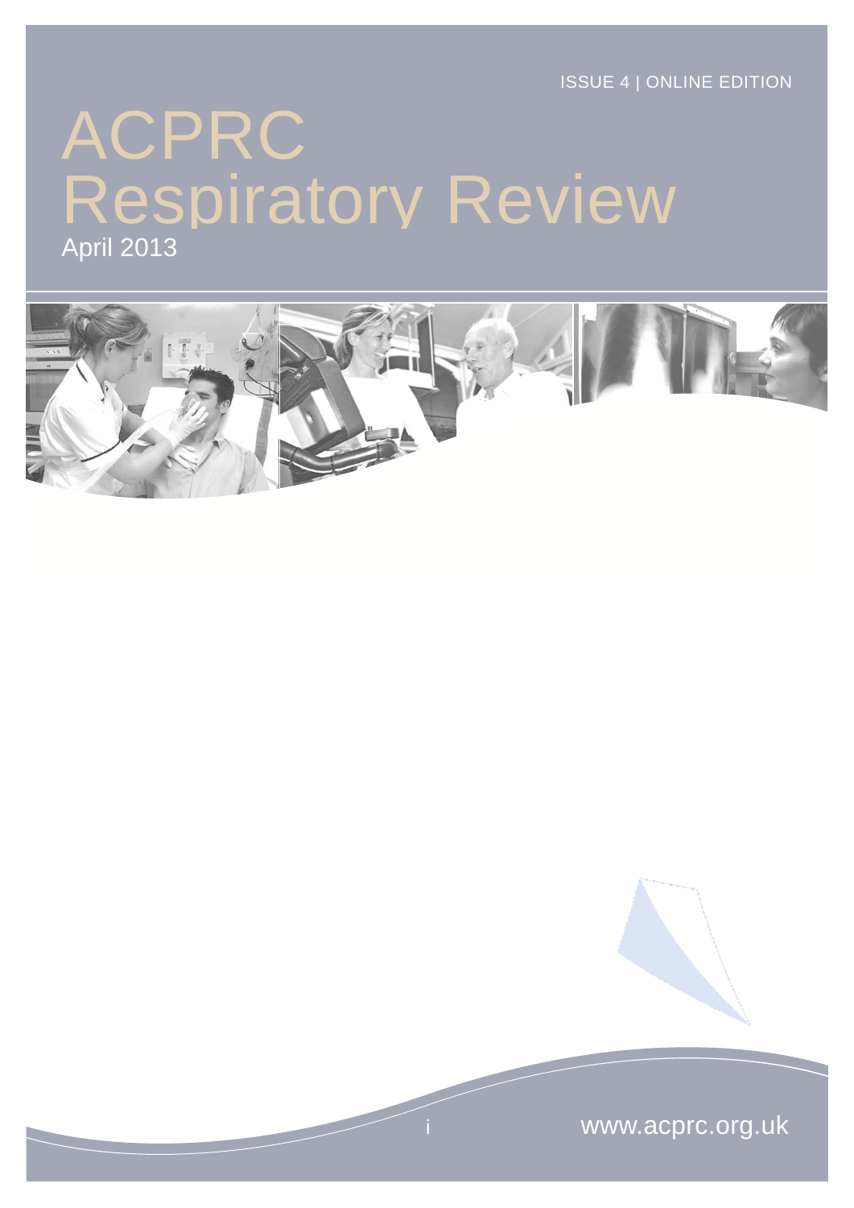ISSUE 4 | ONLINE EDITION

# ACPRC Respiratory Review

April 2013

www.acprc.org.uk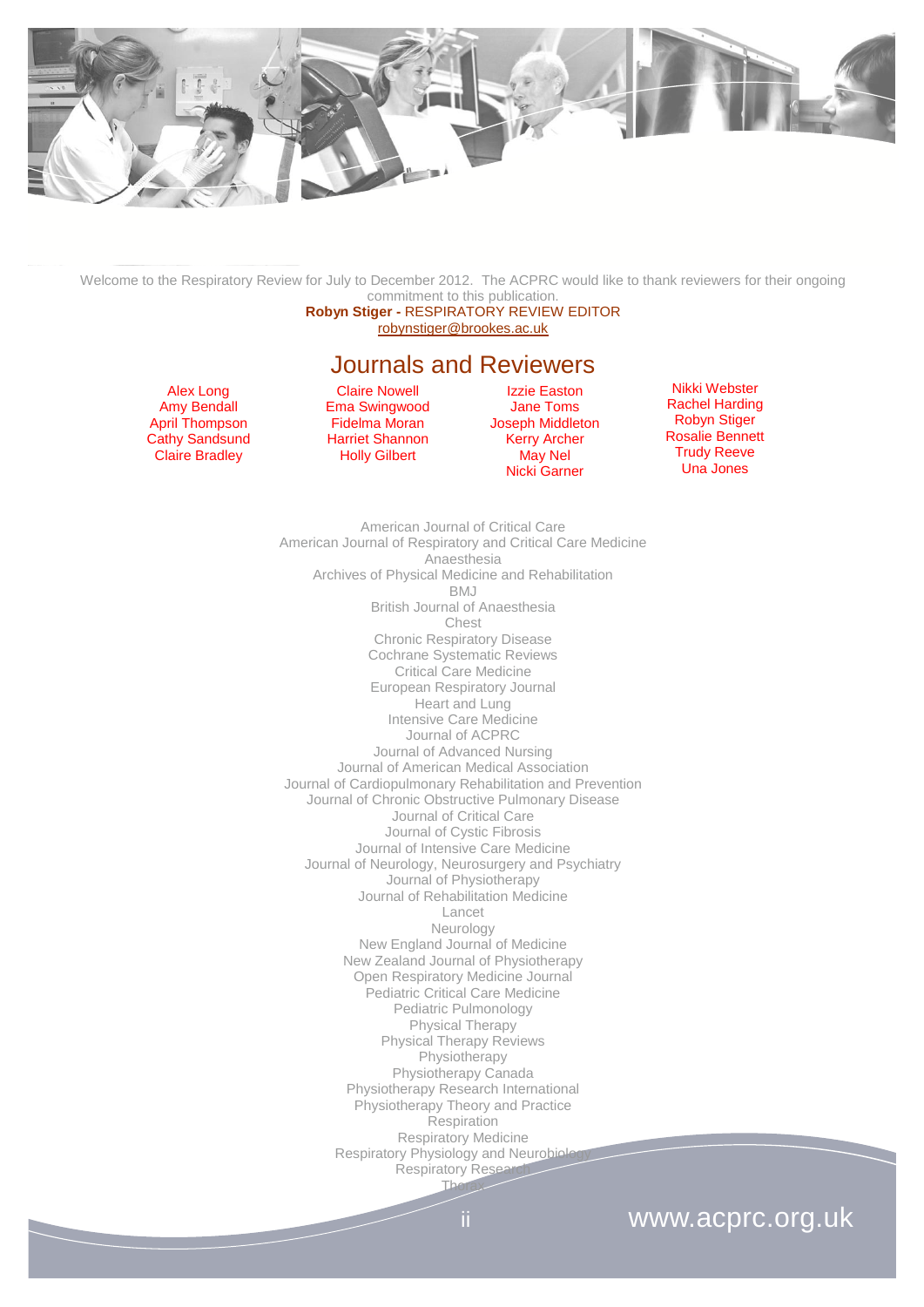Welcome to the Respiratory Review for July to December 2012. The ACPRC would like to thank reviewers for their ongoing commitment to this publication.

**Robyn Stiger -** RESPIRATORY REVIEW EDITOR

robynstiger@brookes.ac.uk

# Journals and Reviewers

Alex Long
Amy Bendall
April Thompson
Cathy Sandsund
Claire Bradley
Claire Nowell
Ema Swingwood
Fidelma Moran
Harriet Shannon
Holly Gilbert
Izzie Easton
Jane Toms
Joseph Middleton
Kerry Archer
May Nel
Nicki Garner
Nikki Webster
Rachel Harding
Robyn Stiger
Rosalie Bennett
Trudy Reeve
Una Jones

American Journal of Critical Care
American Journal of Respiratory and Critical Care Medicine
Anaesthesia
Archives of Physical Medicine and Rehabilitation
BMJ
British Journal of Anaesthesia
Chest
Chronic Respiratory Disease
Cochrane Systematic Reviews
Critical Care Medicine
European Respiratory Journal
Heart and Lung
Intensive Care Medicine
Journal of ACPRC
Journal of Advanced Nursing
Journal of American Medical Association
Journal of Cardiopulmonary Rehabilitation and Prevention
Journal of Chronic Obstructive Pulmonary Disease
Journal of Critical Care
Journal of Cystic Fibrosis
Journal of Intensive Care Medicine
Journal of Neurology, Neurosurgery and Psychiatry
Journal of Physiotherapy
Journal of Rehabilitation Medicine
Lancet
Neurology
New England Journal of Medicine
New Zealand Journal of Physiotherapy
Open Respiratory Medicine Journal
Pediatric Critical Care Medicine
Pediatric Pulmonology
Physical Therapy
Physical Therapy Reviews
Physiotherapy
Physiotherapy Canada
Physiotherapy Research International
Physiotherapy Theory and Practice
Respiration
Respiratory Medicine
Respiratory Physiology and Neurobiology
Respiratory Research
Thorax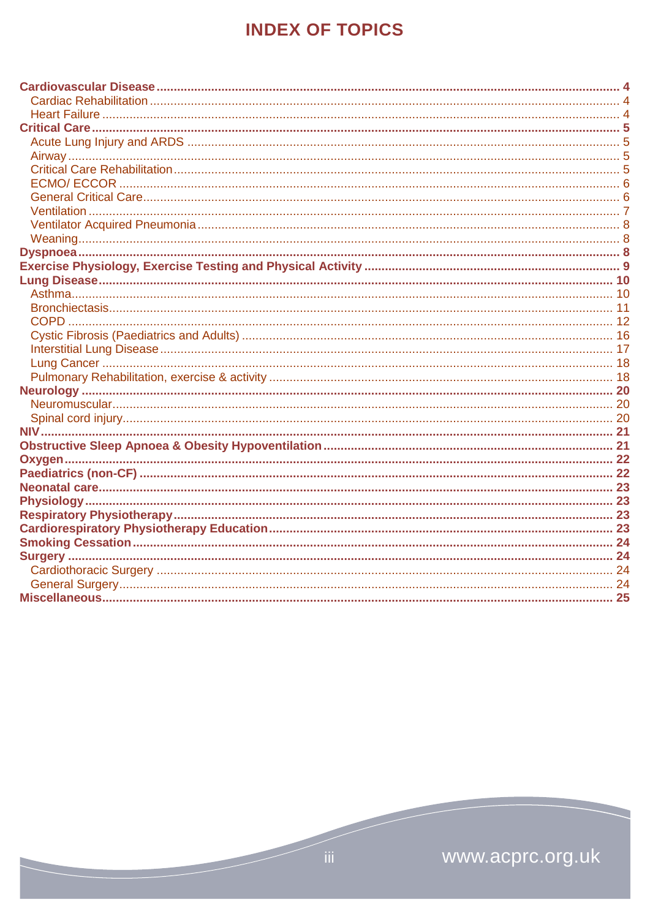# INDEX OF TOPICS

- **Cardiovascular Disease** ..... **4**
  - Cardiac Rehabilitation ..... 4
  - Heart Failure ..... 4
- **Critical Care** ..... **5**
  - Acute Lung Injury and ARDS ..... 5
  - Airway ..... 5
  - Critical Care Rehabilitation ..... 5
  - ECMO/ ECCOR ..... 6
  - General Critical Care ..... 6
  - Ventilation ..... 7
  - Ventilator Acquired Pneumonia ..... 8
  - Weaning ..... 8
- **Dyspnoea** ..... **8**
- **Exercise Physiology, Exercise Testing and Physical Activity** ..... **9**
- **Lung Disease** ..... **10**
  - Asthma ..... 10
  - Bronchiectasis ..... 11
  - COPD ..... 12
  - Cystic Fibrosis (Paediatrics and Adults) ..... 16
  - Interstitial Lung Disease ..... 17
  - Lung Cancer ..... 18
  - Pulmonary Rehabilitation, exercise & activity ..... 18
- **Neurology** ..... **20**
  - Neuromuscular ..... 20
  - Spinal cord injury ..... 20
- **NIV** ..... **21**
- **Obstructive Sleep Apnoea & Obesity Hypoventilation** ..... **21**
- **Oxygen** ..... **22**
- **Paediatrics (non-CF)** ..... **22**
- **Neonatal care** ..... **23**
- **Physiology** ..... **23**
- **Respiratory Physiotherapy** ..... **23**
- **Cardiorespiratory Physiotherapy Education** ..... **23**
- **Smoking Cessation** ..... **24**
- **Surgery** ..... **24**
  - Cardiothoracic Surgery ..... 24
  - General Surgery ..... 24
- **Miscellaneous** ..... **25**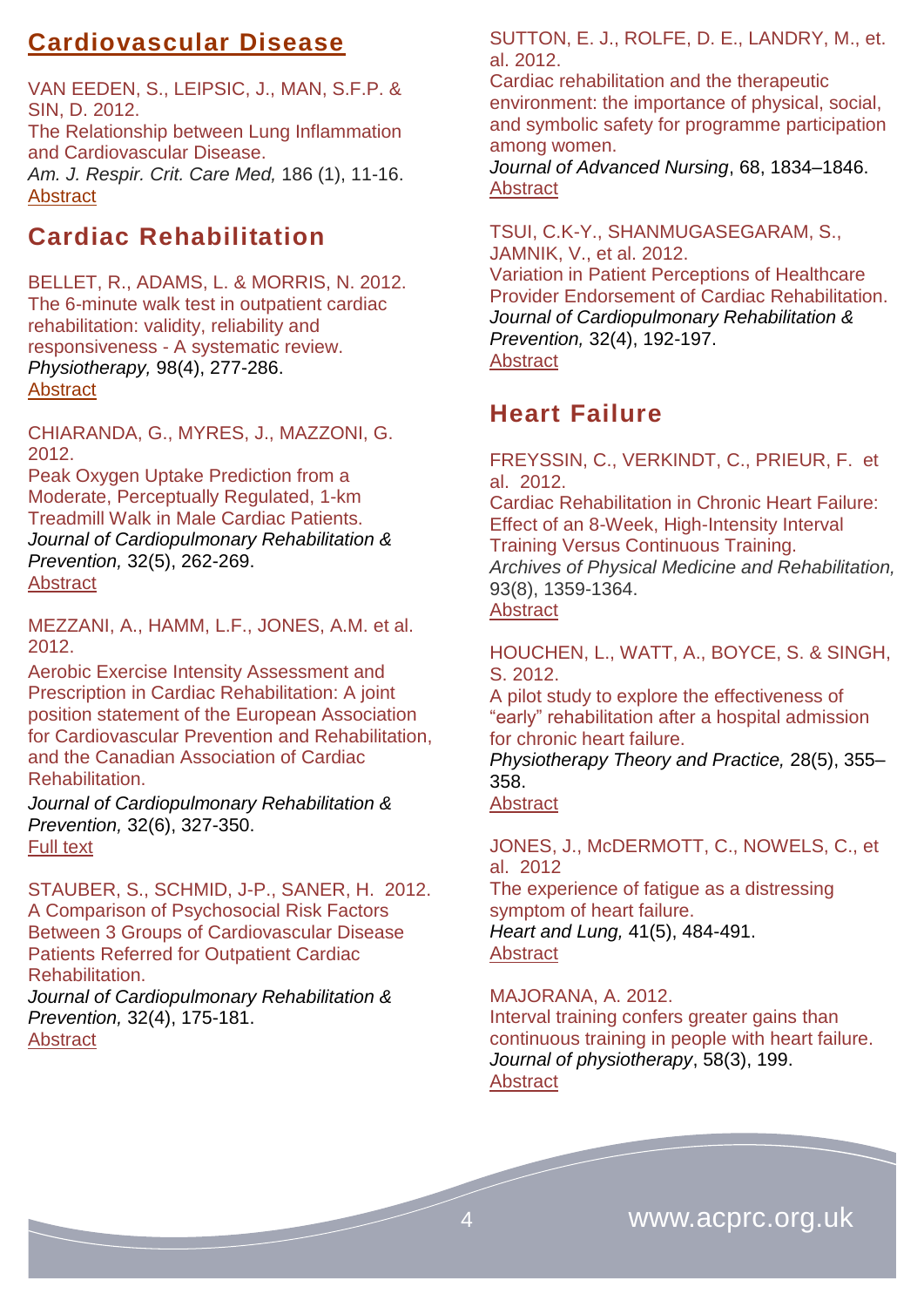## Cardiovascular Disease

VAN EEDEN, S., LEIPSIC, J., MAN, S.F.P. & SIN, D. 2012.
The Relationship between Lung Inflammation and Cardiovascular Disease.
*Am. J. Respir. Crit. Care Med,* 186 (1), 11-16.
Abstract

## Cardiac Rehabilitation

BELLET, R., ADAMS, L. & MORRIS, N. 2012.
The 6-minute walk test in outpatient cardiac rehabilitation: validity, reliability and responsiveness - A systematic review.
*Physiotherapy,* 98(4), 277-286.
Abstract

CHIARANDA, G., MYRES, J., MAZZONI, G. 2012.
Peak Oxygen Uptake Prediction from a Moderate, Perceptually Regulated, 1-km Treadmill Walk in Male Cardiac Patients.
*Journal of Cardiopulmonary Rehabilitation & Prevention,* 32(5), 262-269.
Abstract

MEZZANI, A., HAMM, L.F., JONES, A.M. et al. 2012.
Aerobic Exercise Intensity Assessment and Prescription in Cardiac Rehabilitation: A joint position statement of the European Association for Cardiovascular Prevention and Rehabilitation, and the Canadian Association of Cardiac Rehabilitation.
*Journal of Cardiopulmonary Rehabilitation & Prevention,* 32(6), 327-350.
Full text

STAUBER, S., SCHMID, J-P., SANER, H. 2012.
A Comparison of Psychosocial Risk Factors Between 3 Groups of Cardiovascular Disease Patients Referred for Outpatient Cardiac Rehabilitation.
*Journal of Cardiopulmonary Rehabilitation & Prevention,* 32(4), 175-181.
Abstract

SUTTON, E. J., ROLFE, D. E., LANDRY, M., et. al. 2012.
Cardiac rehabilitation and the therapeutic environment: the importance of physical, social, and symbolic safety for programme participation among women.
*Journal of Advanced Nursing*, 68, 1834–1846.
Abstract

TSUI, C.K-Y., SHANMUGASEGARAM, S., JAMNIK, V., et al. 2012.
Variation in Patient Perceptions of Healthcare Provider Endorsement of Cardiac Rehabilitation.
*Journal of Cardiopulmonary Rehabilitation & Prevention,* 32(4), 192-197.
Abstract

## Heart Failure

FREYSSIN, C., VERKINDT, C., PRIEUR, F. et al. 2012.
Cardiac Rehabilitation in Chronic Heart Failure: Effect of an 8-Week, High-Intensity Interval Training Versus Continuous Training.
*Archives of Physical Medicine and Rehabilitation,* 93(8), 1359-1364.
Abstract

HOUCHEN, L., WATT, A., BOYCE, S. & SINGH, S. 2012.
A pilot study to explore the effectiveness of "early" rehabilitation after a hospital admission for chronic heart failure.
*Physiotherapy Theory and Practice,* 28(5), 355–358.
Abstract

JONES, J., McDERMOTT, C., NOWELS, C., et al. 2012
The experience of fatigue as a distressing symptom of heart failure.
*Heart and Lung,* 41(5), 484-491.
Abstract

MAJORANA, A. 2012.
Interval training confers greater gains than continuous training in people with heart failure.
*Journal of physiotherapy*, 58(3), 199.
Abstract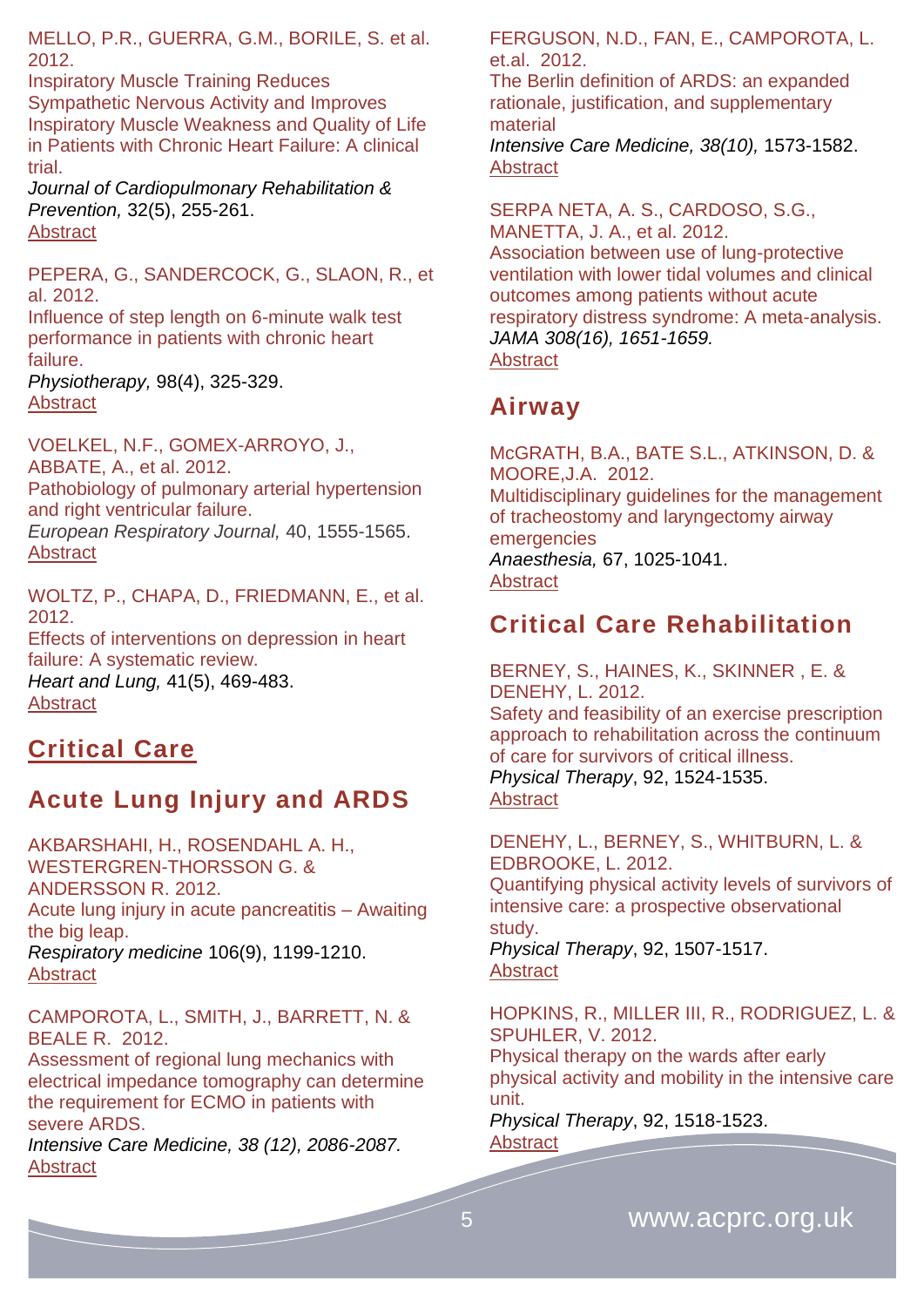MELLO, P.R., GUERRA, G.M., BORILE, S. et al. 2012.
Inspiratory Muscle Training Reduces Sympathetic Nervous Activity and Improves Inspiratory Muscle Weakness and Quality of Life in Patients with Chronic Heart Failure: A clinical trial.
*Journal of Cardiopulmonary Rehabilitation & Prevention,* 32(5), 255-261.
Abstract

PEPERA, G., SANDERCOCK, G., SLAON, R., et al. 2012.
Influence of step length on 6-minute walk test performance in patients with chronic heart failure.
*Physiotherapy,* 98(4), 325-329.
Abstract

VOELKEL, N.F., GOMEX-ARROYO, J., ABBATE, A., et al. 2012.
Pathobiology of pulmonary arterial hypertension and right ventricular failure.
*European Respiratory Journal,* 40, 1555-1565.
Abstract

WOLTZ, P., CHAPA, D., FRIEDMANN, E., et al. 2012.
Effects of interventions on depression in heart failure: A systematic review.
*Heart and Lung,* 41(5), 469-483.
Abstract

# Critical Care

## Acute Lung Injury and ARDS

AKBARSHAHI, H., ROSENDAHL A. H., WESTERGREN-THORSSON G. & ANDERSSON R. 2012.
Acute lung injury in acute pancreatitis – Awaiting the big leap.
*Respiratory medicine* 106(9), 1199-1210.
Abstract

CAMPOROTA, L., SMITH, J., BARRETT, N. & BEALE R. 2012.
Assessment of regional lung mechanics with electrical impedance tomography can determine the requirement for ECMO in patients with severe ARDS.
*Intensive Care Medicine, 38 (12), 2086-2087.*
Abstract

FERGUSON, N.D., FAN, E., CAMPOROTA, L. et.al. 2012.
The Berlin definition of ARDS: an expanded rationale, justification, and supplementary material
*Intensive Care Medicine, 38(10),* 1573-1582.
Abstract

SERPA NETA, A. S., CARDOSO, S.G., MANETTA, J. A., et al. 2012.
Association between use of lung-protective ventilation with lower tidal volumes and clinical outcomes among patients without acute respiratory distress syndrome: A meta-analysis.
*JAMA 308(16), 1651-1659.*
Abstract

## Airway

McGRATH, B.A., BATE S.L., ATKINSON, D. & MOORE,J.A. 2012.
Multidisciplinary guidelines for the management of tracheostomy and laryngectomy airway emergencies
*Anaesthesia,* 67, 1025-1041.
Abstract

## Critical Care Rehabilitation

BERNEY, S., HAINES, K., SKINNER , E. & DENEHY, L. 2012.
Safety and feasibility of an exercise prescription approach to rehabilitation across the continuum of care for survivors of critical illness.
*Physical Therapy*, 92, 1524-1535.
Abstract

DENEHY, L., BERNEY, S., WHITBURN, L. & EDBROOKE, L. 2012.
Quantifying physical activity levels of survivors of intensive care: a prospective observational study.
*Physical Therapy*, 92, 1507-1517.
Abstract

HOPKINS, R., MILLER III, R., RODRIGUEZ, L. & SPUHLER, V. 2012.
Physical therapy on the wards after early physical activity and mobility in the intensive care unit.
*Physical Therapy*, 92, 1518-1523.
Abstract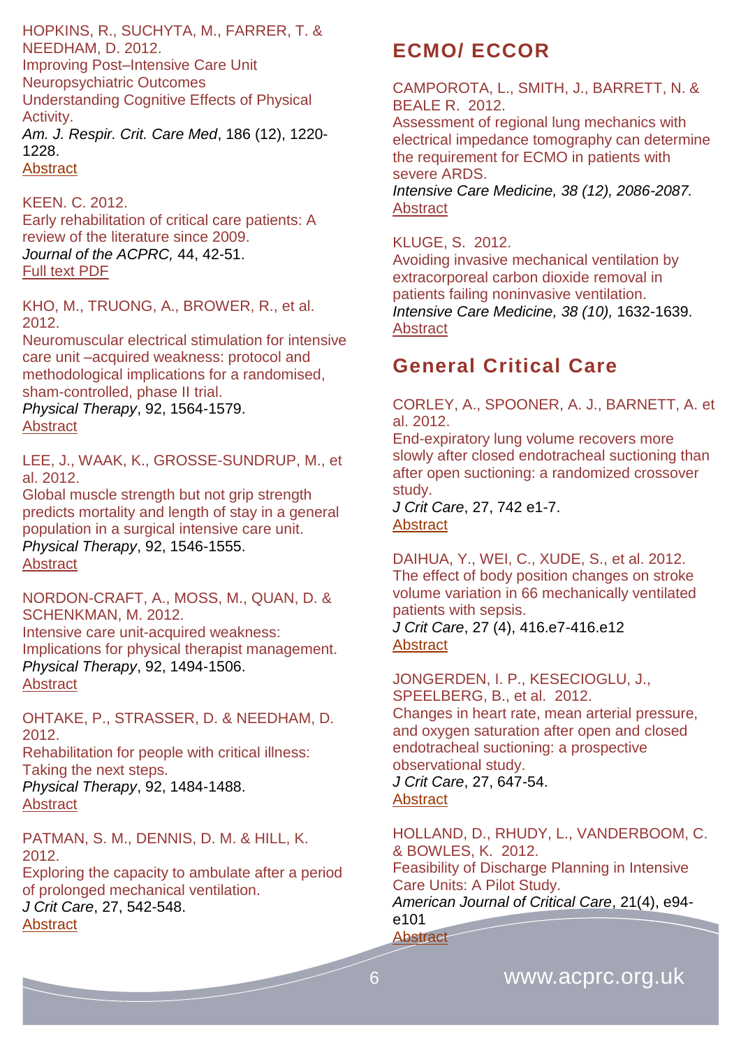HOPKINS, R., SUCHYTA, M., FARRER, T. & NEEDHAM, D. 2012.
Improving Post–Intensive Care Unit Neuropsychiatric Outcomes
Understanding Cognitive Effects of Physical Activity.
*Am. J. Respir. Crit. Care Med*, 186 (12), 1220-1228.
Abstract

KEEN. C. 2012.
Early rehabilitation of critical care patients: A review of the literature since 2009.
*Journal of the ACPRC,* 44, 42-51.
Full text PDF

KHO, M., TRUONG, A., BROWER, R., et al. 2012.
Neuromuscular electrical stimulation for intensive care unit –acquired weakness: protocol and methodological implications for a randomised, sham-controlled, phase II trial.
*Physical Therapy*, 92, 1564-1579.
Abstract

LEE, J., WAAK, K., GROSSE-SUNDRUP, M., et al. 2012.
Global muscle strength but not grip strength predicts mortality and length of stay in a general population in a surgical intensive care unit.
*Physical Therapy*, 92, 1546-1555.
Abstract

NORDON-CRAFT, A., MOSS, M., QUAN, D. & SCHENKMAN, M. 2012.
Intensive care unit-acquired weakness: Implications for physical therapist management.
*Physical Therapy*, 92, 1494-1506.
Abstract

OHTAKE, P., STRASSER, D. & NEEDHAM, D. 2012.
Rehabilitation for people with critical illness: Taking the next steps.
*Physical Therapy*, 92, 1484-1488.
Abstract

PATMAN, S. M., DENNIS, D. M. & HILL, K. 2012.
Exploring the capacity to ambulate after a period of prolonged mechanical ventilation.
*J Crit Care*, 27, 542-548.
Abstract

## ECMO/ ECCOR

CAMPOROTA, L., SMITH, J., BARRETT, N. & BEALE R. 2012.
Assessment of regional lung mechanics with electrical impedance tomography can determine the requirement for ECMO in patients with severe ARDS.
*Intensive Care Medicine, 38 (12), 2086-2087.*
Abstract

KLUGE, S. 2012.
Avoiding invasive mechanical ventilation by extracorporeal carbon dioxide removal in patients failing noninvasive ventilation.
*Intensive Care Medicine, 38 (10),* 1632-1639.
Abstract

## General Critical Care

CORLEY, A., SPOONER, A. J., BARNETT, A. et al. 2012.
End-expiratory lung volume recovers more slowly after closed endotracheal suctioning than after open suctioning: a randomized crossover study.
*J Crit Care*, 27, 742 e1-7.
Abstract

DAIHUA, Y., WEI, C., XUDE, S., et al. 2012.
The effect of body position changes on stroke volume variation in 66 mechanically ventilated patients with sepsis.
*J Crit Care*, 27 (4), 416.e7-416.e12
Abstract

JONGERDEN, I. P., KESECIOGLU, J., SPEELBERG, B., et al. 2012.
Changes in heart rate, mean arterial pressure, and oxygen saturation after open and closed endotracheal suctioning: a prospective observational study.
*J Crit Care*, 27, 647-54.
Abstract

HOLLAND, D., RHUDY, L., VANDERBOOM, C. & BOWLES, K. 2012.
Feasibility of Discharge Planning in Intensive Care Units: A Pilot Study.
*American Journal of Critical Care*, 21(4), e94-e101
Abstract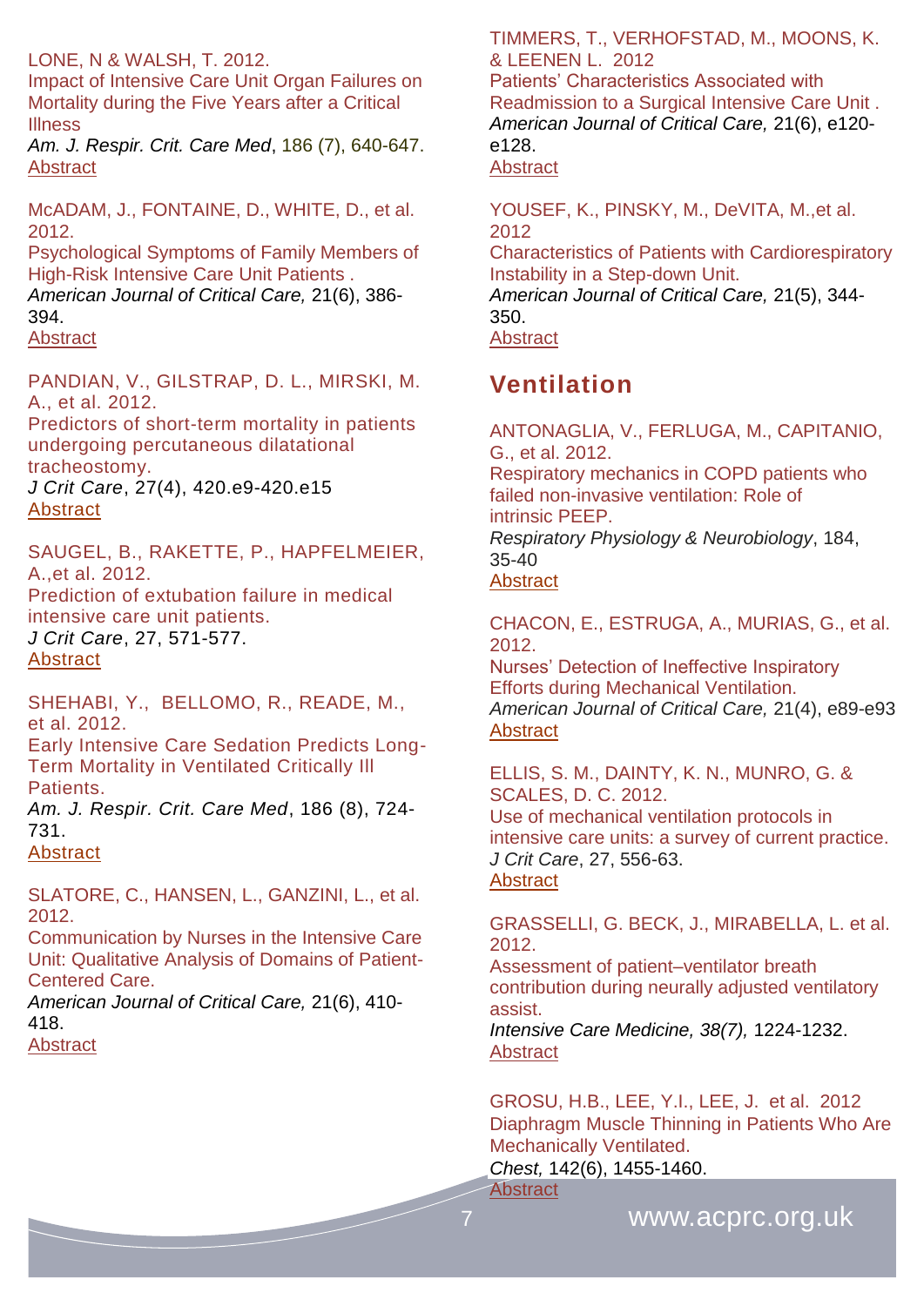LONE, N & WALSH, T. 2012.
Impact of Intensive Care Unit Organ Failures on Mortality during the Five Years after a Critical Illness
*Am. J. Respir. Crit. Care Med*, 186 (7), 640-647.
Abstract

McADAM, J., FONTAINE, D., WHITE, D., et al. 2012.
Psychological Symptoms of Family Members of High-Risk Intensive Care Unit Patients .
*American Journal of Critical Care,* 21(6), 386-394.
Abstract

PANDIAN, V., GILSTRAP, D. L., MIRSKI, M. A., et al. 2012.
Predictors of short-term mortality in patients undergoing percutaneous dilatational tracheostomy.
*J Crit Care*, 27(4), 420.e9-420.e15
Abstract

SAUGEL, B., RAKETTE, P., HAPFELMEIER, A.,et al. 2012.
Prediction of extubation failure in medical intensive care unit patients.
*J Crit Care*, 27, 571-577.
Abstract

SHEHABI, Y., BELLOMO, R., READE, M., et al. 2012.
Early Intensive Care Sedation Predicts Long-Term Mortality in Ventilated Critically Ill Patients.
*Am. J. Respir. Crit. Care Med*, 186 (8), 724-731.
Abstract

SLATORE, C., HANSEN, L., GANZINI, L., et al. 2012.
Communication by Nurses in the Intensive Care Unit: Qualitative Analysis of Domains of Patient-Centered Care.
*American Journal of Critical Care,* 21(6), 410-418.
Abstract

TIMMERS, T., VERHOFSTAD, M., MOONS, K. & LEENEN L. 2012
Patients' Characteristics Associated with Readmission to a Surgical Intensive Care Unit .
*American Journal of Critical Care,* 21(6), e120-e128.
Abstract

YOUSEF, K., PINSKY, M., DeVITA, M.,et al. 2012
Characteristics of Patients with Cardiorespiratory Instability in a Step-down Unit.
*American Journal of Critical Care,* 21(5), 344-350.
Abstract

## Ventilation

ANTONAGLIA, V., FERLUGA, M., CAPITANIO, G., et al. 2012.
Respiratory mechanics in COPD patients who failed non-invasive ventilation: Role of intrinsic PEEP.
*Respiratory Physiology & Neurobiology*, 184, 35-40
Abstract

CHACON, E., ESTRUGA, A., MURIAS, G., et al. 2012.
Nurses' Detection of Ineffective Inspiratory Efforts during Mechanical Ventilation.
*American Journal of Critical Care,* 21(4), e89-e93
Abstract

ELLIS, S. M., DAINTY, K. N., MUNRO, G. & SCALES, D. C. 2012.
Use of mechanical ventilation protocols in intensive care units: a survey of current practice.
*J Crit Care*, 27, 556-63.
Abstract

GRASSELLI, G. BECK, J., MIRABELLA, L. et al. 2012.
Assessment of patient–ventilator breath contribution during neurally adjusted ventilatory assist.
*Intensive Care Medicine, 38(7),* 1224-1232.
Abstract

GROSU, H.B., LEE, Y.I., LEE, J. et al. 2012
Diaphragm Muscle Thinning in Patients Who Are Mechanically Ventilated.
*Chest,* 142(6), 1455-1460.
Abstract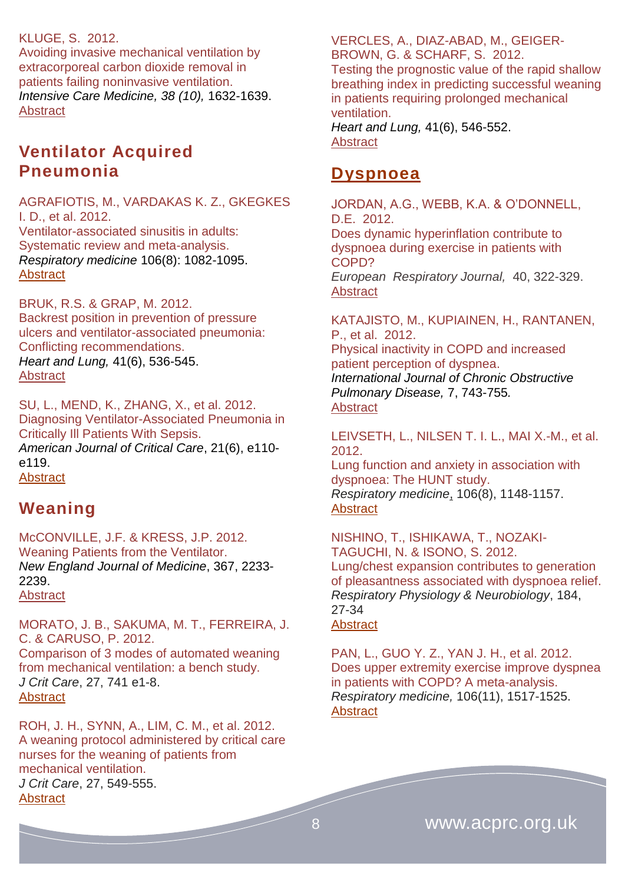KLUGE, S. 2012.
Avoiding invasive mechanical ventilation by extracorporeal carbon dioxide removal in patients failing noninvasive ventilation.
*Intensive Care Medicine, 38 (10),* 1632-1639.
Abstract

## Ventilator Acquired Pneumonia

AGRAFIOTIS, M., VARDAKAS K. Z., GKEGKES I. D., et al. 2012.
Ventilator-associated sinusitis in adults: Systematic review and meta-analysis.
*Respiratory medicine* 106(8): 1082-1095.
Abstract

BRUK, R.S. & GRAP, M. 2012.
Backrest position in prevention of pressure ulcers and ventilator-associated pneumonia: Conflicting recommendations.
*Heart and Lung,* 41(6), 536-545.
Abstract

SU, L., MEND, K., ZHANG, X., et al. 2012.
Diagnosing Ventilator-Associated Pneumonia in Critically Ill Patients With Sepsis.
*American Journal of Critical Care*, 21(6), e110-e119.
Abstract

## Weaning

McCONVILLE, J.F. & KRESS, J.P. 2012.
Weaning Patients from the Ventilator.
*New England Journal of Medicine*, 367, 2233-2239.
Abstract

MORATO, J. B., SAKUMA, M. T., FERREIRA, J. C. & CARUSO, P. 2012.
Comparison of 3 modes of automated weaning from mechanical ventilation: a bench study.
*J Crit Care*, 27, 741 e1-8.
Abstract

ROH, J. H., SYNN, A., LIM, C. M., et al. 2012.
A weaning protocol administered by critical care nurses for the weaning of patients from mechanical ventilation.
*J Crit Care*, 27, 549-555.
Abstract

VERCLES, A., DIAZ-ABAD, M., GEIGER-BROWN, G. & SCHARF, S. 2012.
Testing the prognostic value of the rapid shallow breathing index in predicting successful weaning in patients requiring prolonged mechanical ventilation.
*Heart and Lung,* 41(6), 546-552.
Abstract

## Dyspnoea

JORDAN, A.G., WEBB, K.A. & O'DONNELL, D.E. 2012.
Does dynamic hyperinflation contribute to dyspnoea during exercise in patients with COPD?
*European Respiratory Journal,* 40, 322-329.
Abstract

KATAJISTO, M., KUPIAINEN, H., RANTANEN, P., et al. 2012.
Physical inactivity in COPD and increased patient perception of dyspnea.
*International Journal of Chronic Obstructive Pulmonary Disease,* 7, 743-755*.*
Abstract

LEIVSETH, L., NILSEN T. I. L., MAI X.-M., et al. 2012.
Lung function and anxiety in association with dyspnoea: The HUNT study.
*Respiratory medicine*, 106(8), 1148-1157.
Abstract

NISHINO, T., ISHIKAWA, T., NOZAKI-TAGUCHI, N. & ISONO, S. 2012.
Lung/chest expansion contributes to generation of pleasantness associated with dyspnoea relief.
*Respiratory Physiology & Neurobiology*, 184, 27-34
Abstract

PAN, L., GUO Y. Z., YAN J. H., et al. 2012.
Does upper extremity exercise improve dyspnea in patients with COPD? A meta-analysis.
*Respiratory medicine,* 106(11), 1517-1525.
Abstract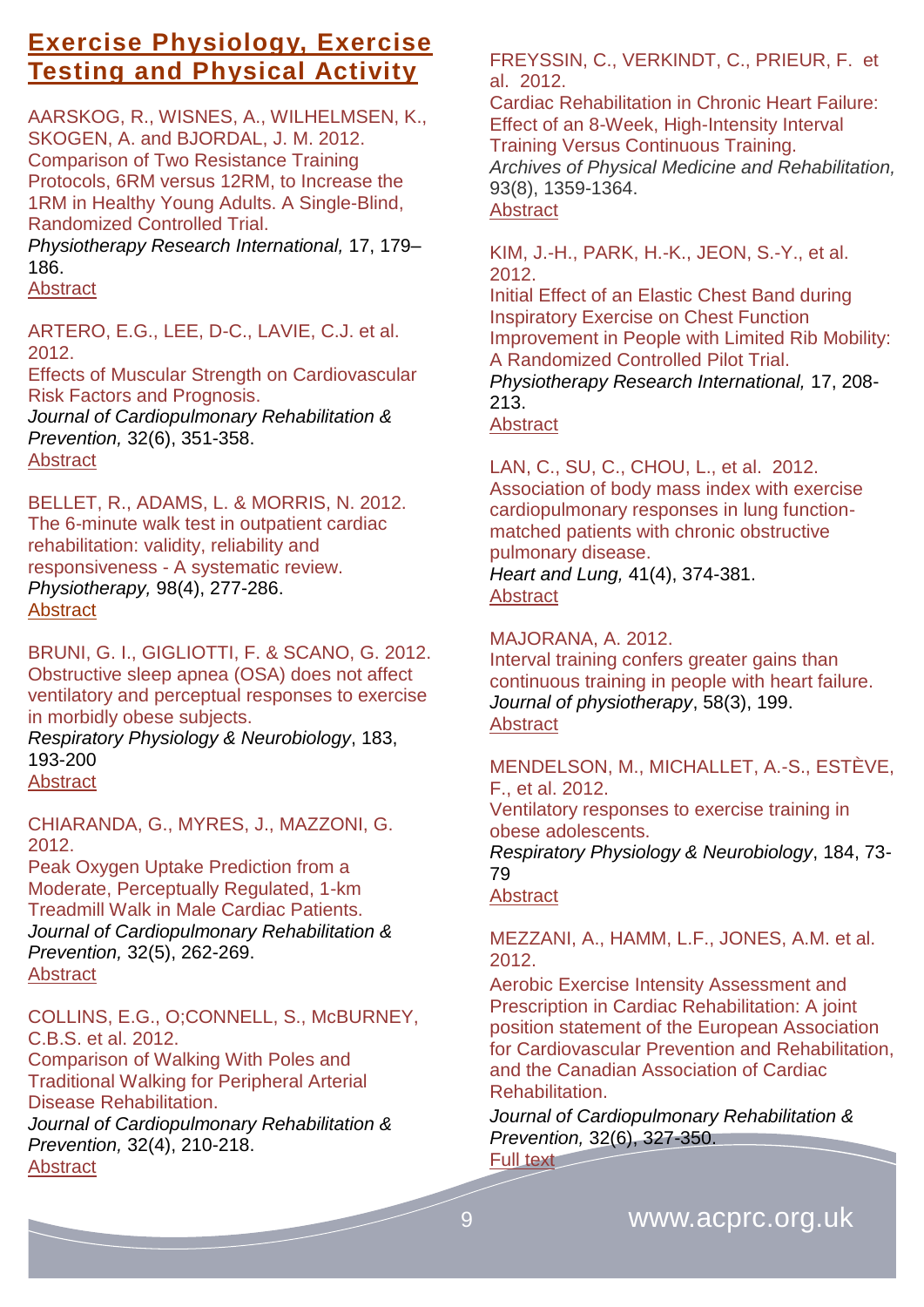## Exercise Physiology, Exercise Testing and Physical Activity

AARSKOG, R., WISNES, A., WILHELMSEN, K., SKOGEN, A. and BJORDAL, J. M. 2012.
Comparison of Two Resistance Training Protocols, 6RM versus 12RM, to Increase the 1RM in Healthy Young Adults. A Single-Blind, Randomized Controlled Trial.
*Physiotherapy Research International,* 17, 179–186.
Abstract

ARTERO, E.G., LEE, D-C., LAVIE, C.J. et al. 2012.
Effects of Muscular Strength on Cardiovascular Risk Factors and Prognosis.
*Journal of Cardiopulmonary Rehabilitation & Prevention,* 32(6), 351-358.
Abstract

BELLET, R., ADAMS, L. & MORRIS, N. 2012.
The 6-minute walk test in outpatient cardiac rehabilitation: validity, reliability and responsiveness - A systematic review.
*Physiotherapy,* 98(4), 277-286.
Abstract

BRUNI, G. I., GIGLIOTTI, F. & SCANO, G. 2012.
Obstructive sleep apnea (OSA) does not affect ventilatory and perceptual responses to exercise in morbidly obese subjects.
*Respiratory Physiology & Neurobiology*, 183, 193-200
Abstract

CHIARANDA, G., MYRES, J., MAZZONI, G. 2012.
Peak Oxygen Uptake Prediction from a Moderate, Perceptually Regulated, 1-km Treadmill Walk in Male Cardiac Patients.
*Journal of Cardiopulmonary Rehabilitation & Prevention,* 32(5), 262-269.
Abstract

COLLINS, E.G., O;CONNELL, S., McBURNEY, C.B.S. et al. 2012.
Comparison of Walking With Poles and Traditional Walking for Peripheral Arterial Disease Rehabilitation.
*Journal of Cardiopulmonary Rehabilitation & Prevention,* 32(4), 210-218.
Abstract

FREYSSIN, C., VERKINDT, C., PRIEUR, F. et al. 2012.
Cardiac Rehabilitation in Chronic Heart Failure: Effect of an 8-Week, High-Intensity Interval Training Versus Continuous Training.
*Archives of Physical Medicine and Rehabilitation,* 93(8), 1359-1364.
Abstract

KIM, J.-H., PARK, H.-K., JEON, S.-Y., et al. 2012.
Initial Effect of an Elastic Chest Band during Inspiratory Exercise on Chest Function Improvement in People with Limited Rib Mobility: A Randomized Controlled Pilot Trial.
*Physiotherapy Research International,* 17, 208-213.
Abstract

LAN, C., SU, C., CHOU, L., et al. 2012.
Association of body mass index with exercise cardiopulmonary responses in lung function-matched patients with chronic obstructive pulmonary disease.
*Heart and Lung,* 41(4), 374-381.
Abstract

MAJORANA, A. 2012.
Interval training confers greater gains than continuous training in people with heart failure.
*Journal of physiotherapy*, 58(3), 199.
Abstract

MENDELSON, M., MICHALLET, A.-S., ESTÈVE, F., et al. 2012.
Ventilatory responses to exercise training in obese adolescents.
*Respiratory Physiology & Neurobiology*, 184, 73-79
Abstract

MEZZANI, A., HAMM, L.F., JONES, A.M. et al. 2012.
Aerobic Exercise Intensity Assessment and Prescription in Cardiac Rehabilitation: A joint position statement of the European Association for Cardiovascular Prevention and Rehabilitation, and the Canadian Association of Cardiac Rehabilitation.
*Journal of Cardiopulmonary Rehabilitation & Prevention,* 32(6), 327-350.
Full text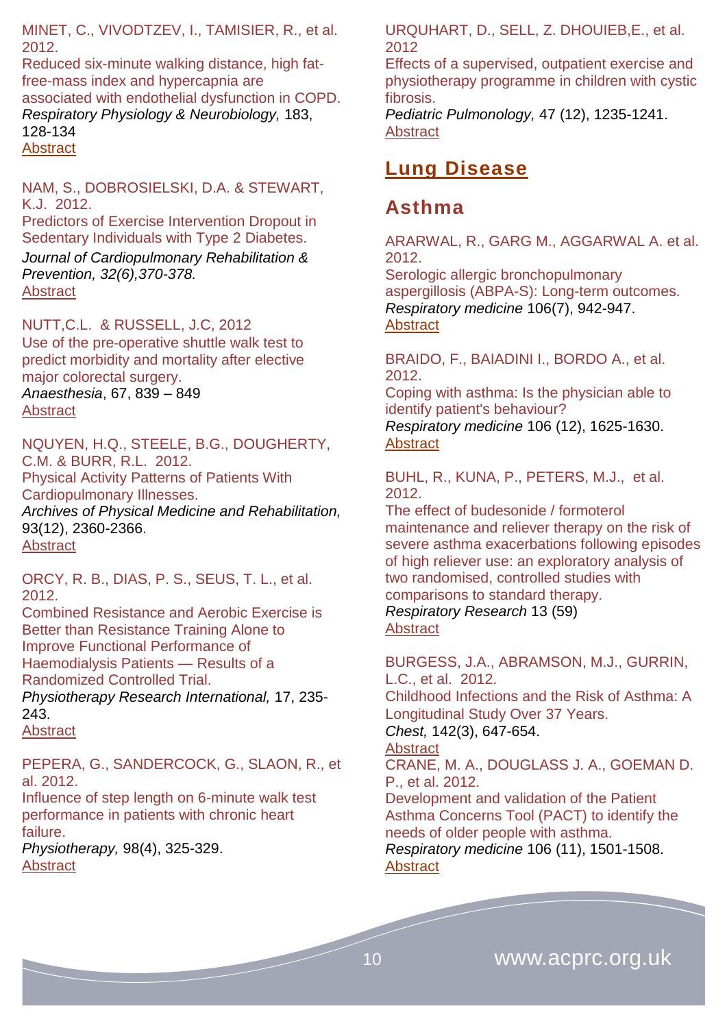MINET, C., VIVODTZEV, I., TAMISIER, R., et al. 2012.
Reduced six-minute walking distance, high fat-free-mass index and hypercapnia are associated with endothelial dysfunction in COPD.
*Respiratory Physiology & Neurobiology,* 183, 128-134
Abstract

NAM, S., DOBROSIELSKI, D.A. & STEWART, K.J. 2012.
Predictors of Exercise Intervention Dropout in Sedentary Individuals with Type 2 Diabetes.
*Journal of Cardiopulmonary Rehabilitation & Prevention, 32(6),370-378.*
Abstract

NUTT,C.L. & RUSSELL, J.C, 2012
Use of the pre-operative shuttle walk test to predict morbidity and mortality after elective major colorectal surgery.
*Anaesthesia*, 67, 839 – 849
Abstract

NQUYEN, H.Q., STEELE, B.G., DOUGHERTY, C.M. & BURR, R.L. 2012.
Physical Activity Patterns of Patients With Cardiopulmonary Illnesses.
*Archives of Physical Medicine and Rehabilitation,* 93(12), 2360-2366.
Abstract

ORCY, R. B., DIAS, P. S., SEUS, T. L., et al. 2012.
Combined Resistance and Aerobic Exercise is Better than Resistance Training Alone to Improve Functional Performance of Haemodialysis Patients — Results of a Randomized Controlled Trial.
*Physiotherapy Research International,* 17, 235-243.
Abstract

PEPERA, G., SANDERCOCK, G., SLAON, R., et al. 2012.
Influence of step length on 6-minute walk test performance in patients with chronic heart failure.
*Physiotherapy,* 98(4), 325-329.
Abstract

URQUHART, D., SELL, Z. DHOUIEB,E., et al. 2012
Effects of a supervised, outpatient exercise and physiotherapy programme in children with cystic fibrosis.
*Pediatric Pulmonology,* 47 (12), 1235-1241.
Abstract

# Lung Disease

## Asthma

ARARWAL, R., GARG M., AGGARWAL A. et al. 2012.
Serologic allergic bronchopulmonary aspergillosis (ABPA-S): Long-term outcomes.
*Respiratory medicine* 106(7), 942-947.
Abstract

BRAIDO, F., BAIADINI I., BORDO A., et al. 2012.
Coping with asthma: Is the physician able to identify patient's behaviour?
*Respiratory medicine* 106 (12), 1625-1630.
Abstract

BUHL, R., KUNA, P., PETERS, M.J., et al. 2012.
The effect of budesonide / formoterol maintenance and reliever therapy on the risk of severe asthma exacerbations following episodes of high reliever use: an exploratory analysis of two randomised, controlled studies with comparisons to standard therapy.
*Respiratory Research* 13 (59)
Abstract

BURGESS, J.A., ABRAMSON, M.J., GURRIN, L.C., et al. 2012.
Childhood Infections and the Risk of Asthma: A Longitudinal Study Over 37 Years.
*Chest,* 142(3), 647-654.
Abstract

CRANE, M. A., DOUGLASS J. A., GOEMAN D. P., et al. 2012.
Development and validation of the Patient Asthma Concerns Tool (PACT) to identify the needs of older people with asthma.
*Respiratory medicine* 106 (11), 1501-1508.
Abstract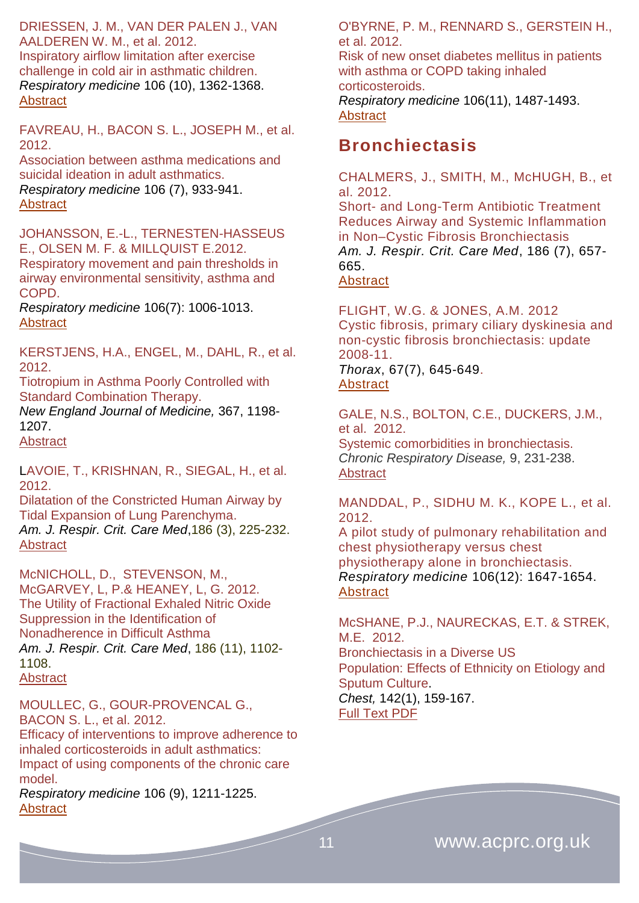DRIESSEN, J. M., VAN DER PALEN J., VAN AALDEREN W. M., et al. 2012.
Inspiratory airflow limitation after exercise challenge in cold air in asthmatic children.
*Respiratory medicine* 106 (10), 1362-1368.
Abstract

FAVREAU, H., BACON S. L., JOSEPH M., et al. 2012.
Association between asthma medications and suicidal ideation in adult asthmatics.
*Respiratory medicine* 106 (7), 933-941.
Abstract

JOHANSSON, E.-L., TERNESTEN-HASSEUS E., OLSEN M. F. & MILLQUIST E.2012.
Respiratory movement and pain thresholds in airway environmental sensitivity, asthma and COPD.
*Respiratory medicine* 106(7): 1006-1013.
Abstract

KERSTJENS, H.A., ENGEL, M., DAHL, R., et al. 2012.
Tiotropium in Asthma Poorly Controlled with Standard Combination Therapy.
*New England Journal of Medicine,* 367, 1198-1207.
Abstract

LAVOIE, T., KRISHNAN, R., SIEGAL, H., et al. 2012.
Dilatation of the Constricted Human Airway by Tidal Expansion of Lung Parenchyma.
*Am. J. Respir. Crit. Care Med*,186 (3), 225-232.
Abstract

McNICHOLL, D., STEVENSON, M., McGARVEY, L, P.& HEANEY, L, G. 2012.
The Utility of Fractional Exhaled Nitric Oxide Suppression in the Identification of Nonadherence in Difficult Asthma
*Am. J. Respir. Crit. Care Med*, 186 (11), 1102-1108.
Abstract

MOULLEC, G., GOUR-PROVENCAL G., BACON S. L., et al. 2012.
Efficacy of interventions to improve adherence to inhaled corticosteroids in adult asthmatics: Impact of using components of the chronic care model.
*Respiratory medicine* 106 (9), 1211-1225.
Abstract

O'BYRNE, P. M., RENNARD S., GERSTEIN H., et al. 2012.
Risk of new onset diabetes mellitus in patients with asthma or COPD taking inhaled corticosteroids.
*Respiratory medicine* 106(11), 1487-1493.
Abstract

## Bronchiectasis

CHALMERS, J., SMITH, M., McHUGH, B., et al. 2012.
Short- and Long-Term Antibiotic Treatment Reduces Airway and Systemic Inflammation in Non–Cystic Fibrosis Bronchiectasis
*Am. J. Respir. Crit. Care Med*, 186 (7), 657-665.
Abstract

FLIGHT, W.G. & JONES, A.M. 2012
Cystic fibrosis, primary ciliary dyskinesia and non-cystic fibrosis bronchiectasis: update 2008-11.
*Thorax*, 67(7), 645-649.
Abstract

GALE, N.S., BOLTON, C.E., DUCKERS, J.M., et al. 2012.
Systemic comorbidities in bronchiectasis.
*Chronic Respiratory Disease,* 9, 231-238.
Abstract

MANDDAL, P., SIDHU M. K., KOPE L., et al. 2012.
A pilot study of pulmonary rehabilitation and chest physiotherapy versus chest physiotherapy alone in bronchiectasis.
*Respiratory medicine* 106(12): 1647-1654.
Abstract

McSHANE, P.J., NAURECKAS, E.T. & STREK, M.E. 2012.
Bronchiectasis in a Diverse US Population: Effects of Ethnicity on Etiology and Sputum Culture.
*Chest,* 142(1), 159-167.
Full Text PDF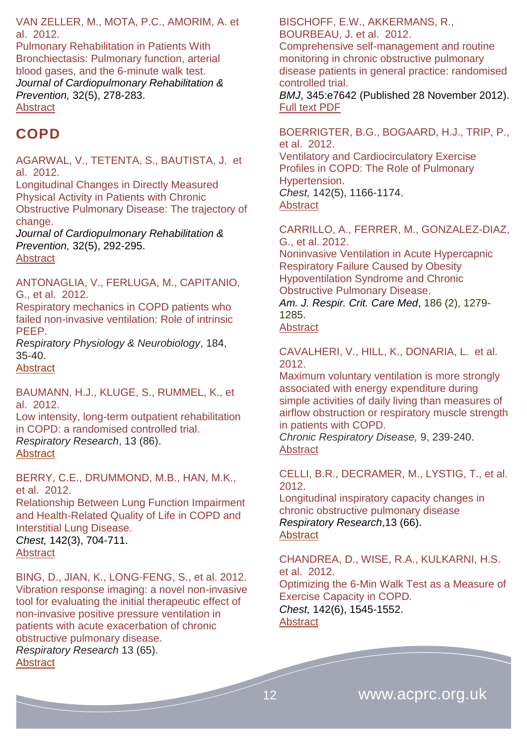VAN ZELLER, M., MOTA, P.C., AMORIM, A. et al. 2012.
Pulmonary Rehabilitation in Patients With Bronchiectasis: Pulmonary function, arterial blood gases, and the 6-minute walk test.
*Journal of Cardiopulmonary Rehabilitation & Prevention,* 32(5), 278-283.
Abstract

## COPD

AGARWAL, V., TETENTA, S., BAUTISTA, J. et al. 2012.
Longitudinal Changes in Directly Measured Physical Activity in Patients with Chronic Obstructive Pulmonary Disease: The trajectory of change.
*Journal of Cardiopulmonary Rehabilitation & Prevention,* 32(5), 292-295.
Abstract

ANTONAGLIA, V., FERLUGA, M., CAPITANIO, G., et al. 2012.
Respiratory mechanics in COPD patients who failed non-invasive ventilation: Role of intrinsic PEEP.
*Respiratory Physiology & Neurobiology*, 184, 35-40.
Abstract

BAUMANN, H.J., KLUGE, S., RUMMEL, K., et al. 2012.
Low intensity, long-term outpatient rehabilitation in COPD: a randomised controlled trial.
*Respiratory Research*, 13 (86).
Abstract

BERRY, C.E., DRUMMOND, M.B., HAN, M.K., et al. 2012.
Relationship Between Lung Function Impairment and Health-Related Quality of Life in COPD and Interstitial Lung Disease.
*Chest,* 142(3), 704-711.
Abstract

BING, D., JIAN, K., LONG-FENG, S., et al. 2012.
Vibration response imaging: a novel non-invasive tool for evaluating the initial therapeutic effect of non-invasive positive pressure ventilation in patients with acute exacerbation of chronic obstructive pulmonary disease.
*Respiratory Research* 13 (65).
Abstract

BISCHOFF, E.W., AKKERMANS, R., BOURBEAU, J. et al. 2012.
Comprehensive self-management and routine monitoring in chronic obstructive pulmonary disease patients in general practice: randomised controlled trial.
*BMJ*, 345:e7642 (Published 28 November 2012).
Full text PDF

BOERRIGTER, B.G., BOGAARD, H.J., TRIP, P., et al. 2012.
Ventilatory and Cardiocirculatory Exercise Profiles in COPD: The Role of Pulmonary Hypertension.
*Chest,* 142(5), 1166-1174.
Abstract

CARRILLO, A., FERRER, M., GONZALEZ-DIAZ, G., et al. 2012.
Noninvasive Ventilation in Acute Hypercapnic Respiratory Failure Caused by Obesity Hypoventilation Syndrome and Chronic Obstructive Pulmonary Disease.
*Am. J. Respir. Crit. Care Med*, 186 (2), 1279-1285.
Abstract

CAVALHERI, V., HILL, K., DONARIA, L. et al. 2012.
Maximum voluntary ventilation is more strongly associated with energy expenditure during simple activities of daily living than measures of airflow obstruction or respiratory muscle strength in patients with COPD.
*Chronic Respiratory Disease,* 9, 239-240.
Abstract

CELLI, B.R., DECRAMER, M., LYSTIG, T., et al. 2012.
Longitudinal inspiratory capacity changes in chronic obstructive pulmonary disease
*Respiratory Research*,13 (66).
Abstract

CHANDREA, D., WISE, R.A., KULKARNI, H.S. et al. 2012.
Optimizing the 6-Min Walk Test as a Measure of Exercise Capacity in COPD.
*Chest,* 142(6), 1545-1552.
Abstract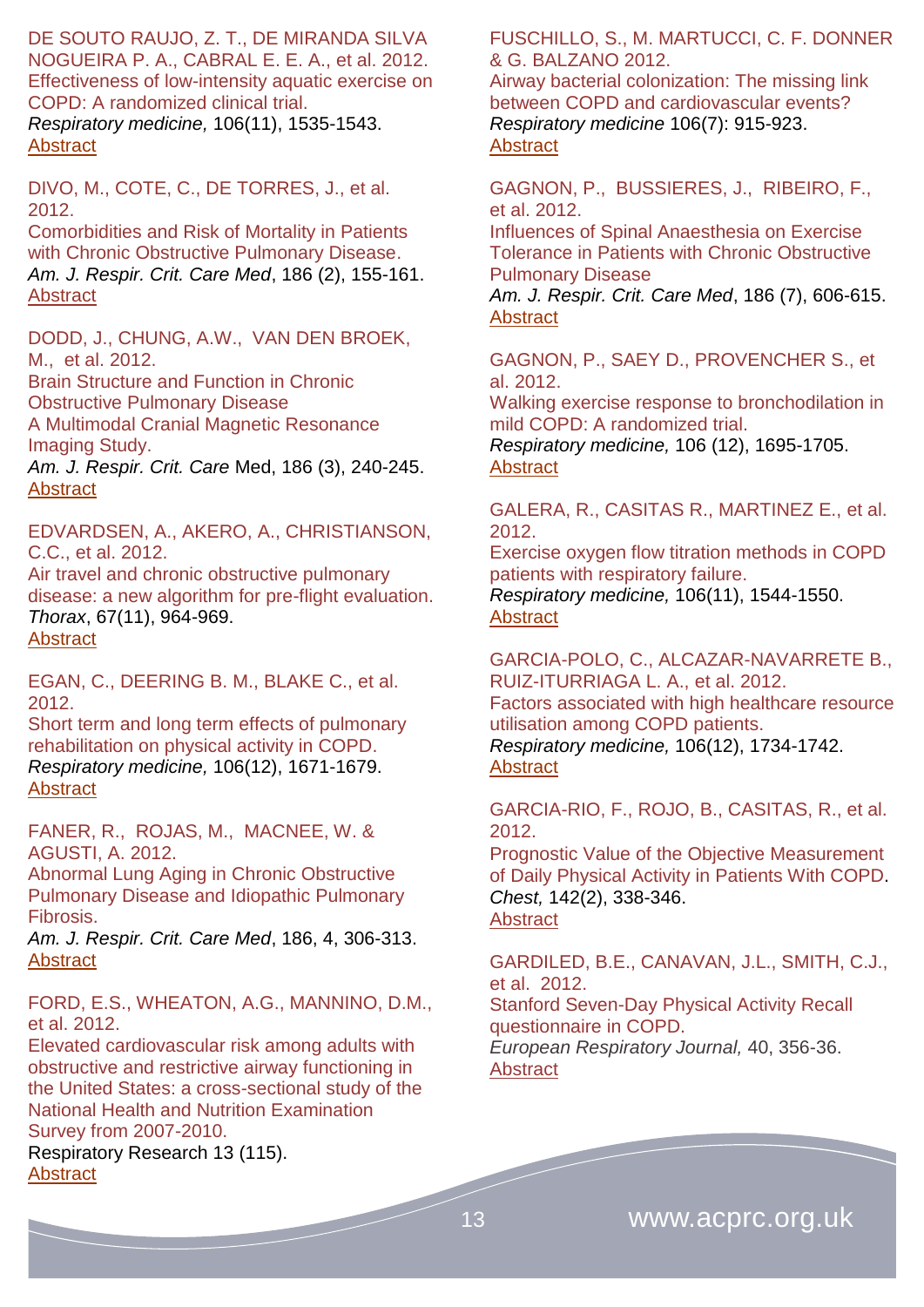DE SOUTO RAUJO, Z. T., DE MIRANDA SILVA NOGUEIRA P. A., CABRAL E. E. A., et al. 2012.
Effectiveness of low-intensity aquatic exercise on COPD: A randomized clinical trial.
*Respiratory medicine,* 106(11), 1535-1543.
Abstract

DIVO, M., COTE, C., DE TORRES, J., et al. 2012.
Comorbidities and Risk of Mortality in Patients with Chronic Obstructive Pulmonary Disease.
*Am. J. Respir. Crit. Care Med*, 186 (2), 155-161.
Abstract

DODD, J., CHUNG, A.W., VAN DEN BROEK, M., et al. 2012.
Brain Structure and Function in Chronic Obstructive Pulmonary Disease
A Multimodal Cranial Magnetic Resonance Imaging Study.
*Am. J. Respir. Crit. Care* Med, 186 (3), 240-245.
Abstract

EDVARDSEN, A., AKERO, A., CHRISTIANSON, C.C., et al. 2012.
Air travel and chronic obstructive pulmonary disease: a new algorithm for pre-flight evaluation.
*Thorax*, 67(11), 964-969.
Abstract

EGAN, C., DEERING B. M., BLAKE C., et al. 2012.
Short term and long term effects of pulmonary rehabilitation on physical activity in COPD.
*Respiratory medicine,* 106(12), 1671-1679.
Abstract

FANER, R., ROJAS, M., MACNEE, W. & AGUSTI, A. 2012.
Abnormal Lung Aging in Chronic Obstructive Pulmonary Disease and Idiopathic Pulmonary Fibrosis.
*Am. J. Respir. Crit. Care Med*, 186, 4, 306-313.
Abstract

FORD, E.S., WHEATON, A.G., MANNINO, D.M., et al. 2012.
Elevated cardiovascular risk among adults with obstructive and restrictive airway functioning in the United States: a cross-sectional study of the National Health and Nutrition Examination Survey from 2007-2010.
Respiratory Research 13 (115).
Abstract

FUSCHILLO, S., M. MARTUCCI, C. F. DONNER & G. BALZANO 2012.
Airway bacterial colonization: The missing link between COPD and cardiovascular events?
*Respiratory medicine* 106(7): 915-923.
Abstract

GAGNON, P., BUSSIERES, J., RIBEIRO, F., et al. 2012.
Influences of Spinal Anaesthesia on Exercise Tolerance in Patients with Chronic Obstructive Pulmonary Disease
*Am. J. Respir. Crit. Care Med*, 186 (7), 606-615.
Abstract

GAGNON, P., SAEY D., PROVENCHER S., et al. 2012.
Walking exercise response to bronchodilation in mild COPD: A randomized trial.
*Respiratory medicine,* 106 (12), 1695-1705.
Abstract

GALERA, R., CASITAS R., MARTINEZ E., et al. 2012.
Exercise oxygen flow titration methods in COPD patients with respiratory failure.
*Respiratory medicine,* 106(11), 1544-1550.
Abstract

GARCIA-POLO, C., ALCAZAR-NAVARRETE B., RUIZ-ITURRIAGA L. A., et al. 2012.
Factors associated with high healthcare resource utilisation among COPD patients.
*Respiratory medicine,* 106(12), 1734-1742.
Abstract

GARCIA-RIO, F., ROJO, B., CASITAS, R., et al. 2012.
Prognostic Value of the Objective Measurement of Daily Physical Activity in Patients With COPD.
*Chest,* 142(2), 338-346.
Abstract

GARDILED, B.E., CANAVAN, J.L., SMITH, C.J., et al. 2012.
Stanford Seven-Day Physical Activity Recall questionnaire in COPD.
*European Respiratory Journal,* 40, 356-36.
Abstract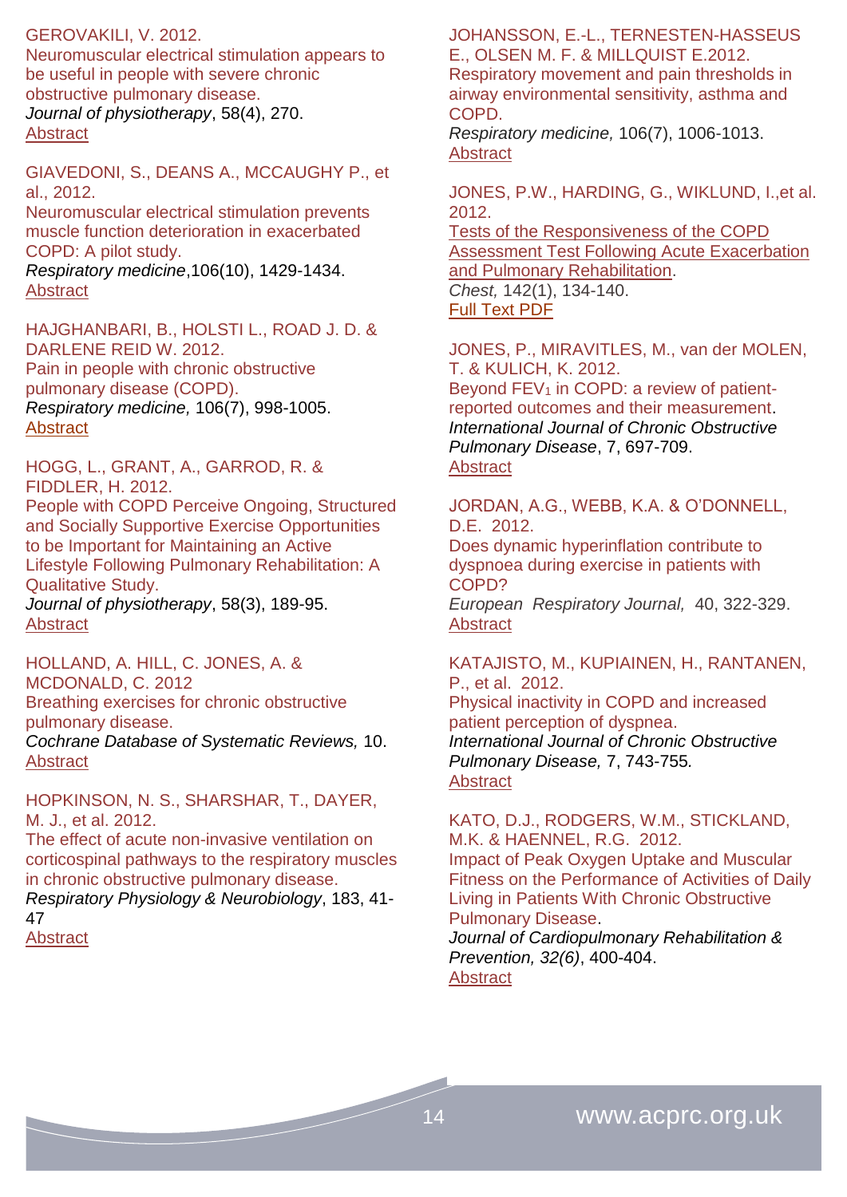GEROVAKILI, V. 2012.
Neuromuscular electrical stimulation appears to be useful in people with severe chronic obstructive pulmonary disease.
*Journal of physiotherapy*, 58(4), 270.
Abstract

GIAVEDONI, S., DEANS A., MCCAUGHY P., et al., 2012.
Neuromuscular electrical stimulation prevents muscle function deterioration in exacerbated COPD: A pilot study.
*Respiratory medicine*,106(10), 1429-1434.
Abstract

HAJGHANBARI, B., HOLSTI L., ROAD J. D. & DARLENE REID W. 2012.
Pain in people with chronic obstructive pulmonary disease (COPD).
*Respiratory medicine,* 106(7), 998-1005.
Abstract

HOGG, L., GRANT, A., GARROD, R. & FIDDLER, H. 2012.
People with COPD Perceive Ongoing, Structured and Socially Supportive Exercise Opportunities to be Important for Maintaining an Active Lifestyle Following Pulmonary Rehabilitation: A Qualitative Study.
*Journal of physiotherapy*, 58(3), 189-95.
Abstract

HOLLAND, A. HILL, C. JONES, A. & MCDONALD, C. 2012
Breathing exercises for chronic obstructive pulmonary disease.
*Cochrane Database of Systematic Reviews,* 10.
Abstract

HOPKINSON, N. S., SHARSHAR, T., DAYER, M. J., et al. 2012.
The effect of acute non-invasive ventilation on corticospinal pathways to the respiratory muscles in chronic obstructive pulmonary disease.
*Respiratory Physiology & Neurobiology*, 183, 41-47
Abstract

JOHANSSON, E.-L., TERNESTEN-HASSEUS E., OLSEN M. F. & MILLQUIST E.2012.
Respiratory movement and pain thresholds in airway environmental sensitivity, asthma and COPD.
*Respiratory medicine,* 106(7), 1006-1013.
Abstract

JONES, P.W., HARDING, G., WIKLUND, I.,et al. 2012.
Tests of the Responsiveness of the COPD Assessment Test Following Acute Exacerbation and Pulmonary Rehabilitation.
*Chest,* 142(1), 134-140.
Full Text PDF

JONES, P., MIRAVITLES, M., van der MOLEN, T. & KULICH, K. 2012.
Beyond $FEV_1$ in COPD: a review of patient-reported outcomes and their measurement.
*International Journal of Chronic Obstructive Pulmonary Disease*, 7, 697-709.
Abstract

JORDAN, A.G., WEBB, K.A. & O'DONNELL, D.E. 2012.
Does dynamic hyperinflation contribute to dyspnoea during exercise in patients with COPD?
*European Respiratory Journal,* 40, 322-329.
Abstract

KATAJISTO, M., KUPIAINEN, H., RANTANEN, P., et al. 2012.
Physical inactivity in COPD and increased patient perception of dyspnea.
*International Journal of Chronic Obstructive Pulmonary Disease,* 7, 743-755*.*
Abstract

KATO, D.J., RODGERS, W.M., STICKLAND, M.K. & HAENNEL, R.G. 2012.
Impact of Peak Oxygen Uptake and Muscular Fitness on the Performance of Activities of Daily Living in Patients With Chronic Obstructive Pulmonary Disease.
*Journal of Cardiopulmonary Rehabilitation & Prevention, 32(6)*, 400-404.
Abstract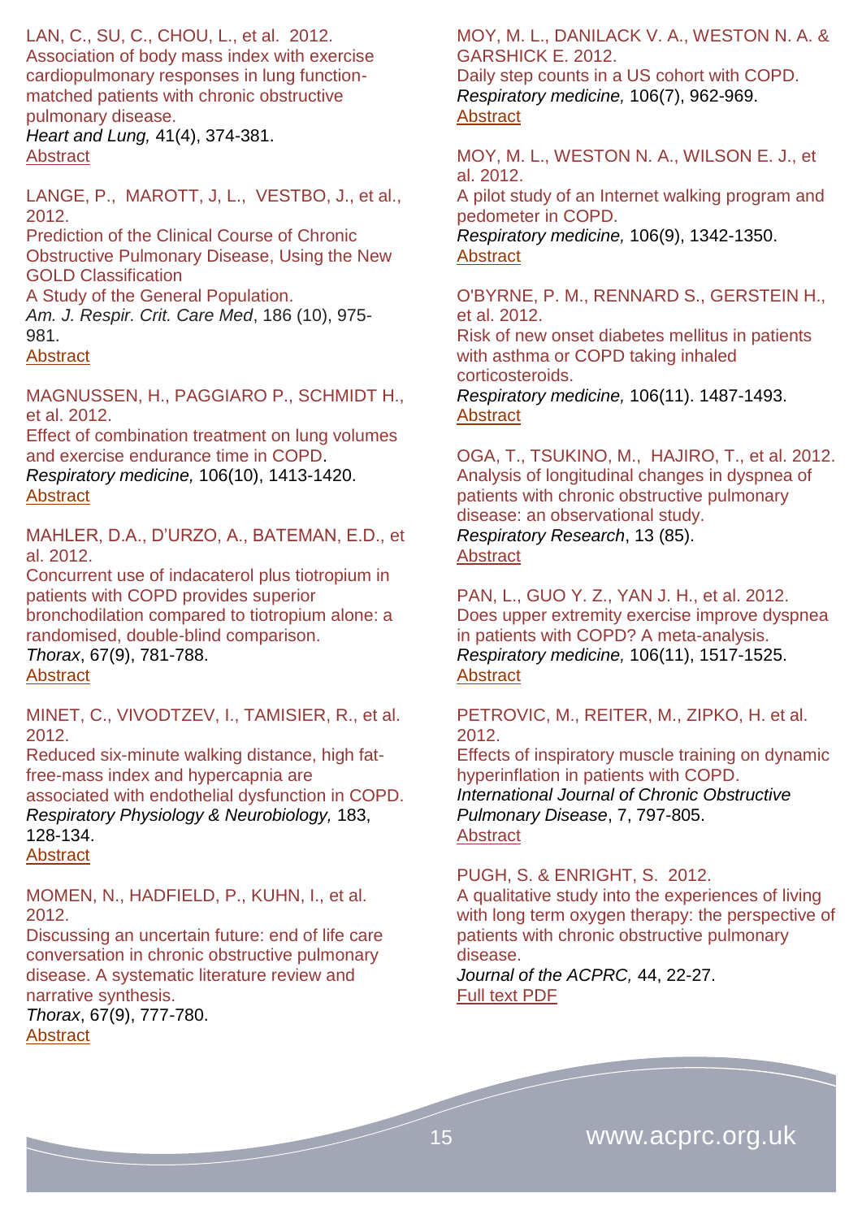LAN, C., SU, C., CHOU, L., et al. 2012.
Association of body mass index with exercise cardiopulmonary responses in lung function-matched patients with chronic obstructive pulmonary disease.
*Heart and Lung,* 41(4), 374-381.
Abstract

LANGE, P., MAROTT, J, L., VESTBO, J., et al., 2012.
Prediction of the Clinical Course of Chronic Obstructive Pulmonary Disease, Using the New GOLD Classification
A Study of the General Population.
*Am. J. Respir. Crit. Care Med*, 186 (10), 975-981.
Abstract

MAGNUSSEN, H., PAGGIARO P., SCHMIDT H., et al. 2012.
Effect of combination treatment on lung volumes and exercise endurance time in COPD.
*Respiratory medicine,* 106(10), 1413-1420.
Abstract

MAHLER, D.A., D'URZO, A., BATEMAN, E.D., et al. 2012.
Concurrent use of indacaterol plus tiotropium in patients with COPD provides superior bronchodilation compared to tiotropium alone: a randomised, double-blind comparison.
*Thorax*, 67(9), 781-788.
Abstract

MINET, C., VIVODTZEV, I., TAMISIER, R., et al. 2012.
Reduced six-minute walking distance, high fat-free-mass index and hypercapnia are associated with endothelial dysfunction in COPD.
*Respiratory Physiology & Neurobiology,* 183, 128-134.
Abstract

MOMEN, N., HADFIELD, P., KUHN, I., et al. 2012.
Discussing an uncertain future: end of life care conversation in chronic obstructive pulmonary disease. A systematic literature review and narrative synthesis.
*Thorax*, 67(9), 777-780.
Abstract

MOY, M. L., DANILACK V. A., WESTON N. A. & GARSHICK E. 2012.
Daily step counts in a US cohort with COPD.
*Respiratory medicine,* 106(7), 962-969.
Abstract

MOY, M. L., WESTON N. A., WILSON E. J., et al. 2012.
A pilot study of an Internet walking program and pedometer in COPD.
*Respiratory medicine,* 106(9), 1342-1350.
Abstract

O'BYRNE, P. M., RENNARD S., GERSTEIN H., et al. 2012.
Risk of new onset diabetes mellitus in patients with asthma or COPD taking inhaled corticosteroids.
*Respiratory medicine,* 106(11). 1487-1493.
Abstract

OGA, T., TSUKINO, M., HAJIRO, T., et al. 2012.
Analysis of longitudinal changes in dyspnea of patients with chronic obstructive pulmonary disease: an observational study.
*Respiratory Research*, 13 (85).
Abstract

PAN, L., GUO Y. Z., YAN J. H., et al. 2012.
Does upper extremity exercise improve dyspnea in patients with COPD? A meta-analysis.
*Respiratory medicine,* 106(11), 1517-1525.
Abstract

PETROVIC, M., REITER, M., ZIPKO, H. et al. 2012.
Effects of inspiratory muscle training on dynamic hyperinflation in patients with COPD.
*International Journal of Chronic Obstructive Pulmonary Disease*, 7, 797-805.
Abstract

PUGH, S. & ENRIGHT, S. 2012.
A qualitative study into the experiences of living with long term oxygen therapy: the perspective of patients with chronic obstructive pulmonary disease.
*Journal of the ACPRC,* 44, 22-27.
Full text PDF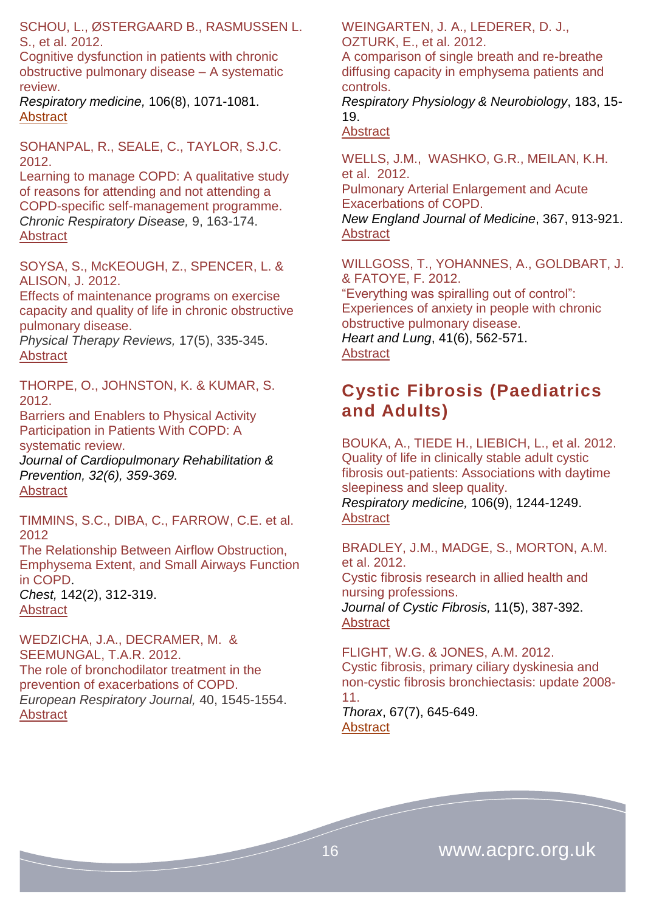SCHOU, L., ØSTERGAARD B., RASMUSSEN L. S., et al. 2012.
Cognitive dysfunction in patients with chronic obstructive pulmonary disease – A systematic review.
*Respiratory medicine,* 106(8), 1071-1081.
Abstract

SOHANPAL, R., SEALE, C., TAYLOR, S.J.C. 2012.
Learning to manage COPD: A qualitative study of reasons for attending and not attending a COPD-specific self-management programme.
*Chronic Respiratory Disease,* 9, 163-174.
Abstract

SOYSA, S., McKEOUGH, Z., SPENCER, L. & ALISON, J. 2012.
Effects of maintenance programs on exercise capacity and quality of life in chronic obstructive pulmonary disease.
*Physical Therapy Reviews,* 17(5), 335-345.
Abstract

THORPE, O., JOHNSTON, K. & KUMAR, S. 2012.
Barriers and Enablers to Physical Activity Participation in Patients With COPD: A systematic review.
*Journal of Cardiopulmonary Rehabilitation & Prevention, 32(6), 359-369.*
Abstract

TIMMINS, S.C., DIBA, C., FARROW, C.E. et al. 2012
The Relationship Between Airflow Obstruction, Emphysema Extent, and Small Airways Function in COPD.
*Chest,* 142(2), 312-319.
Abstract

WEDZICHA, J.A., DECRAMER, M. & SEEMUNGAL, T.A.R. 2012.
The role of bronchodilator treatment in the prevention of exacerbations of COPD.
*European Respiratory Journal,* 40, 1545-1554.
Abstract

WEINGARTEN, J. A., LEDERER, D. J., OZTURK, E., et al. 2012.
A comparison of single breath and re-breathe diffusing capacity in emphysema patients and controls.
*Respiratory Physiology & Neurobiology*, 183, 15-19.
Abstract

WELLS, J.M., WASHKO, G.R., MEILAN, K.H. et al. 2012.
Pulmonary Arterial Enlargement and Acute Exacerbations of COPD.
*New England Journal of Medicine*, 367, 913-921.
Abstract

WILLGOSS, T., YOHANNES, A., GOLDBART, J. & FATOYE, F. 2012.
"Everything was spiralling out of control": Experiences of anxiety in people with chronic obstructive pulmonary disease.
*Heart and Lung*, 41(6), 562-571.
Abstract

## Cystic Fibrosis (Paediatrics and Adults)

BOUKA, A., TIEDE H., LIEBICH, L., et al. 2012.
Quality of life in clinically stable adult cystic fibrosis out-patients: Associations with daytime sleepiness and sleep quality.
*Respiratory medicine,* 106(9), 1244-1249.
Abstract

BRADLEY, J.M., MADGE, S., MORTON, A.M. et al. 2012.
Cystic fibrosis research in allied health and nursing professions.
*Journal of Cystic Fibrosis,* 11(5), 387-392.
Abstract

FLIGHT, W.G. & JONES, A.M. 2012.
Cystic fibrosis, primary ciliary dyskinesia and non-cystic fibrosis bronchiectasis: update 2008-11.
*Thorax*, 67(7), 645-649.
Abstract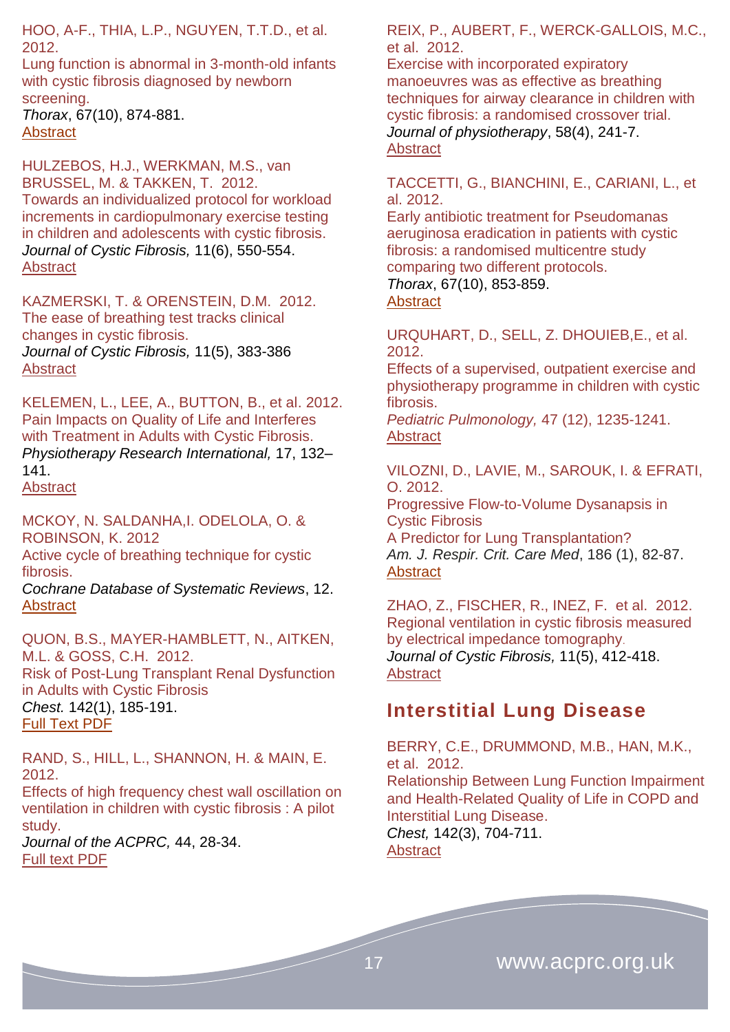HOO, A-F., THIA, L.P., NGUYEN, T.T.D., et al. 2012.
Lung function is abnormal in 3-month-old infants with cystic fibrosis diagnosed by newborn screening.
*Thorax*, 67(10), 874-881.
Abstract

HULZEBOS, H.J., WERKMAN, M.S., van BRUSSEL, M. & TAKKEN, T. 2012.
Towards an individualized protocol for workload increments in cardiopulmonary exercise testing in children and adolescents with cystic fibrosis.
*Journal of Cystic Fibrosis,* 11(6), 550-554.
Abstract

KAZMERSKI, T. & ORENSTEIN, D.M. 2012.
The ease of breathing test tracks clinical changes in cystic fibrosis.
*Journal of Cystic Fibrosis,* 11(5), 383-386
Abstract

KELEMEN, L., LEE, A., BUTTON, B., et al. 2012.
Pain Impacts on Quality of Life and Interferes with Treatment in Adults with Cystic Fibrosis.
*Physiotherapy Research International,* 17, 132–141.
Abstract

MCKOY, N. SALDANHA,I. ODELOLA, O. & ROBINSON, K. 2012
Active cycle of breathing technique for cystic fibrosis.
*Cochrane Database of Systematic Reviews*, 12.
Abstract

QUON, B.S., MAYER-HAMBLETT, N., AITKEN, M.L. & GOSS, C.H. 2012.
Risk of Post-Lung Transplant Renal Dysfunction in Adults with Cystic Fibrosis
*Chest.* 142(1), 185-191.
Full Text PDF

RAND, S., HILL, L., SHANNON, H. & MAIN, E. 2012.
Effects of high frequency chest wall oscillation on ventilation in children with cystic fibrosis : A pilot study.
*Journal of the ACPRC,* 44, 28-34.
Full text PDF

REIX, P., AUBERT, F., WERCK-GALLOIS, M.C., et al. 2012.
Exercise with incorporated expiratory manoeuvres was as effective as breathing techniques for airway clearance in children with cystic fibrosis: a randomised crossover trial.
*Journal of physiotherapy*, 58(4), 241-7.
Abstract

TACCETTI, G., BIANCHINI, E., CARIANI, L., et al. 2012.
Early antibiotic treatment for Pseudomanas aeruginosa eradication in patients with cystic fibrosis: a randomised multicentre study comparing two different protocols.
*Thorax*, 67(10), 853-859.
Abstract

URQUHART, D., SELL, Z. DHOUIEB,E., et al. 2012.
Effects of a supervised, outpatient exercise and physiotherapy programme in children with cystic fibrosis.
*Pediatric Pulmonology,* 47 (12), 1235-1241.
Abstract

VILOZNI, D., LAVIE, M., SAROUK, I. & EFRATI, O. 2012.
Progressive Flow-to-Volume Dysanapsis in Cystic Fibrosis
A Predictor for Lung Transplantation?
*Am. J. Respir. Crit. Care Med*, 186 (1), 82-87.
Abstract

ZHAO, Z., FISCHER, R., INEZ, F. et al. 2012.
Regional ventilation in cystic fibrosis measured by electrical impedance tomography.
*Journal of Cystic Fibrosis,* 11(5), 412-418.
Abstract

## Interstitial Lung Disease

BERRY, C.E., DRUMMOND, M.B., HAN, M.K., et al. 2012.
Relationship Between Lung Function Impairment and Health-Related Quality of Life in COPD and Interstitial Lung Disease.
*Chest,* 142(3), 704-711.
Abstract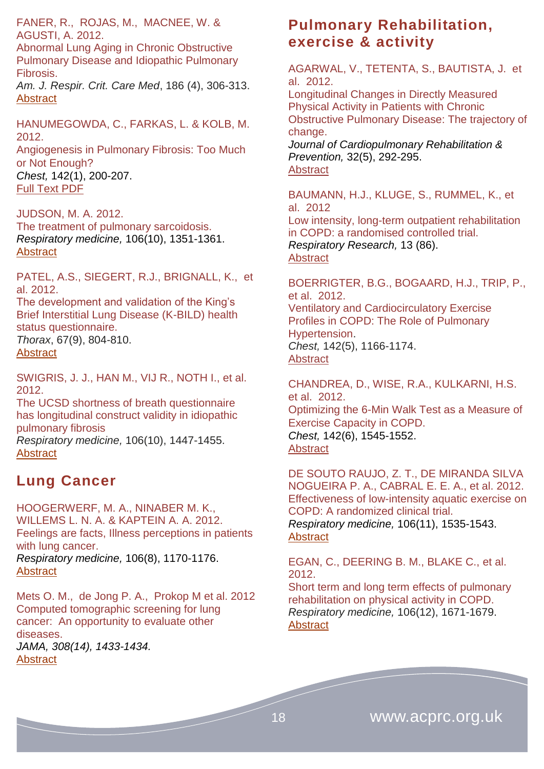FANER, R., ROJAS, M., MACNEE, W. & AGUSTI, A. 2012.
Abnormal Lung Aging in Chronic Obstructive Pulmonary Disease and Idiopathic Pulmonary Fibrosis.
*Am. J. Respir. Crit. Care Med*, 186 (4), 306-313.
Abstract

HANUMEGOWDA, C., FARKAS, L. & KOLB, M. 2012.
Angiogenesis in Pulmonary Fibrosis: Too Much or Not Enough?
*Chest,* 142(1), 200-207.
Full Text PDF

JUDSON, M. A. 2012.
The treatment of pulmonary sarcoidosis.
*Respiratory medicine,* 106(10), 1351-1361.
Abstract

PATEL, A.S., SIEGERT, R.J., BRIGNALL, K., et al. 2012.
The development and validation of the King's Brief Interstitial Lung Disease (K-BILD) health status questionnaire.
*Thorax*, 67(9), 804-810.
Abstract

SWIGRIS, J. J., HAN M., VIJ R., NOTH I., et al. 2012.
The UCSD shortness of breath questionnaire has longitudinal construct validity in idiopathic pulmonary fibrosis
*Respiratory medicine,* 106(10), 1447-1455.
Abstract

## Lung Cancer

HOOGERWERF, M. A., NINABER M. K., WILLEMS L. N. A. & KAPTEIN A. A. 2012.
Feelings are facts, Illness perceptions in patients with lung cancer.
*Respiratory medicine,* 106(8), 1170-1176.
Abstract

Mets O. M., de Jong P. A., Prokop M et al. 2012
Computed tomographic screening for lung cancer: An opportunity to evaluate other diseases.
*JAMA, 308(14), 1433-1434.*
Abstract

## Pulmonary Rehabilitation, exercise & activity

AGARWAL, V., TETENTA, S., BAUTISTA, J. et al. 2012.
Longitudinal Changes in Directly Measured Physical Activity in Patients with Chronic Obstructive Pulmonary Disease: The trajectory of change.
*Journal of Cardiopulmonary Rehabilitation & Prevention,* 32(5), 292-295.
Abstract

BAUMANN, H.J., KLUGE, S., RUMMEL, K., et al. 2012
Low intensity, long-term outpatient rehabilitation in COPD: a randomised controlled trial.
*Respiratory Research,* 13 (86).
Abstract

BOERRIGTER, B.G., BOGAARD, H.J., TRIP, P., et al. 2012.
Ventilatory and Cardiocirculatory Exercise Profiles in COPD: The Role of Pulmonary Hypertension.
*Chest,* 142(5), 1166-1174.
Abstract

CHANDREA, D., WISE, R.A., KULKARNI, H.S. et al. 2012.
Optimizing the 6-Min Walk Test as a Measure of Exercise Capacity in COPD.
*Chest,* 142(6), 1545-1552.
Abstract

DE SOUTO RAUJO, Z. T., DE MIRANDA SILVA NOGUEIRA P. A., CABRAL E. E. A., et al. 2012.
Effectiveness of low-intensity aquatic exercise on COPD: A randomized clinical trial.
*Respiratory medicine,* 106(11), 1535-1543.
Abstract

EGAN, C., DEERING B. M., BLAKE C., et al. 2012.
Short term and long term effects of pulmonary rehabilitation on physical activity in COPD.
*Respiratory medicine,* 106(12), 1671-1679.
Abstract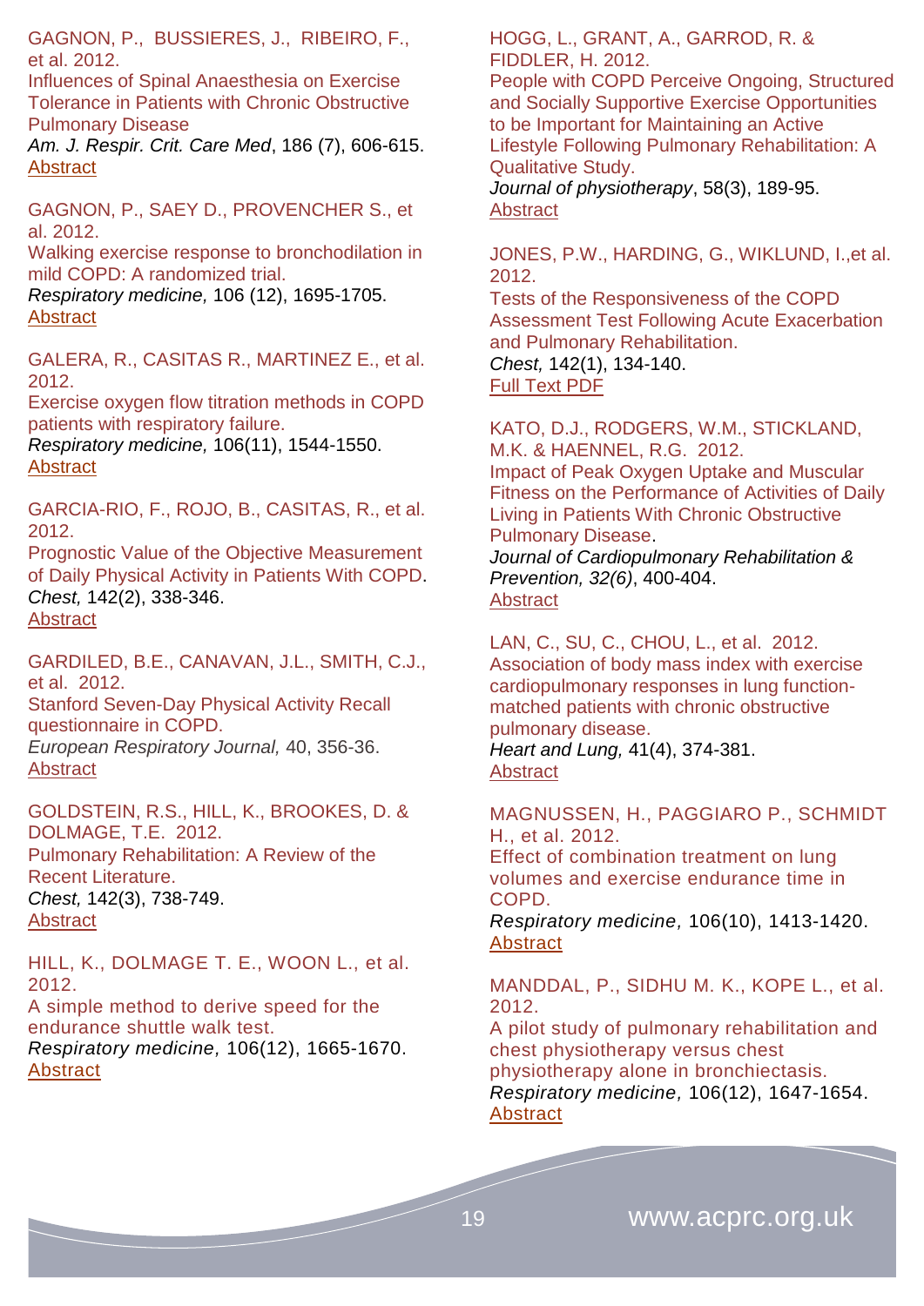GAGNON, P., BUSSIERES, J., RIBEIRO, F., et al. 2012.
Influences of Spinal Anaesthesia on Exercise Tolerance in Patients with Chronic Obstructive Pulmonary Disease
*Am. J. Respir. Crit. Care Med*, 186 (7), 606-615.
Abstract

GAGNON, P., SAEY D., PROVENCHER S., et al. 2012.
Walking exercise response to bronchodilation in mild COPD: A randomized trial.
*Respiratory medicine,* 106 (12), 1695-1705.
Abstract

GALERA, R., CASITAS R., MARTINEZ E., et al. 2012.
Exercise oxygen flow titration methods in COPD patients with respiratory failure.
*Respiratory medicine,* 106(11), 1544-1550.
Abstract

GARCIA-RIO, F., ROJO, B., CASITAS, R., et al. 2012.
Prognostic Value of the Objective Measurement of Daily Physical Activity in Patients With COPD.
*Chest,* 142(2), 338-346.
Abstract

GARDILED, B.E., CANAVAN, J.L., SMITH, C.J., et al. 2012.
Stanford Seven-Day Physical Activity Recall questionnaire in COPD.
*European Respiratory Journal,* 40, 356-36.
Abstract

GOLDSTEIN, R.S., HILL, K., BROOKES, D. & DOLMAGE, T.E. 2012.
Pulmonary Rehabilitation: A Review of the Recent Literature.
*Chest,* 142(3), 738-749.
Abstract

HILL, K., DOLMAGE T. E., WOON L., et al. 2012.
A simple method to derive speed for the endurance shuttle walk test.
*Respiratory medicine,* 106(12), 1665-1670.
Abstract

HOGG, L., GRANT, A., GARROD, R. & FIDDLER, H. 2012.
People with COPD Perceive Ongoing, Structured and Socially Supportive Exercise Opportunities to be Important for Maintaining an Active Lifestyle Following Pulmonary Rehabilitation: A Qualitative Study.
*Journal of physiotherapy*, 58(3), 189-95.
Abstract

JONES, P.W., HARDING, G., WIKLUND, I.,et al. 2012.
Tests of the Responsiveness of the COPD Assessment Test Following Acute Exacerbation and Pulmonary Rehabilitation.
*Chest,* 142(1), 134-140.
Full Text PDF

KATO, D.J., RODGERS, W.M., STICKLAND, M.K. & HAENNEL, R.G. 2012.
Impact of Peak Oxygen Uptake and Muscular Fitness on the Performance of Activities of Daily Living in Patients With Chronic Obstructive Pulmonary Disease.
*Journal of Cardiopulmonary Rehabilitation & Prevention, 32(6)*, 400-404.
Abstract

LAN, C., SU, C., CHOU, L., et al. 2012.
Association of body mass index with exercise cardiopulmonary responses in lung function-matched patients with chronic obstructive pulmonary disease.
*Heart and Lung,* 41(4), 374-381.
Abstract

MAGNUSSEN, H., PAGGIARO P., SCHMIDT H., et al. 2012.
Effect of combination treatment on lung volumes and exercise endurance time in COPD.
*Respiratory medicine,* 106(10), 1413-1420.
Abstract

MANDDAL, P., SIDHU M. K., KOPE L., et al. 2012.
A pilot study of pulmonary rehabilitation and chest physiotherapy versus chest physiotherapy alone in bronchiectasis.
*Respiratory medicine,* 106(12), 1647-1654.
Abstract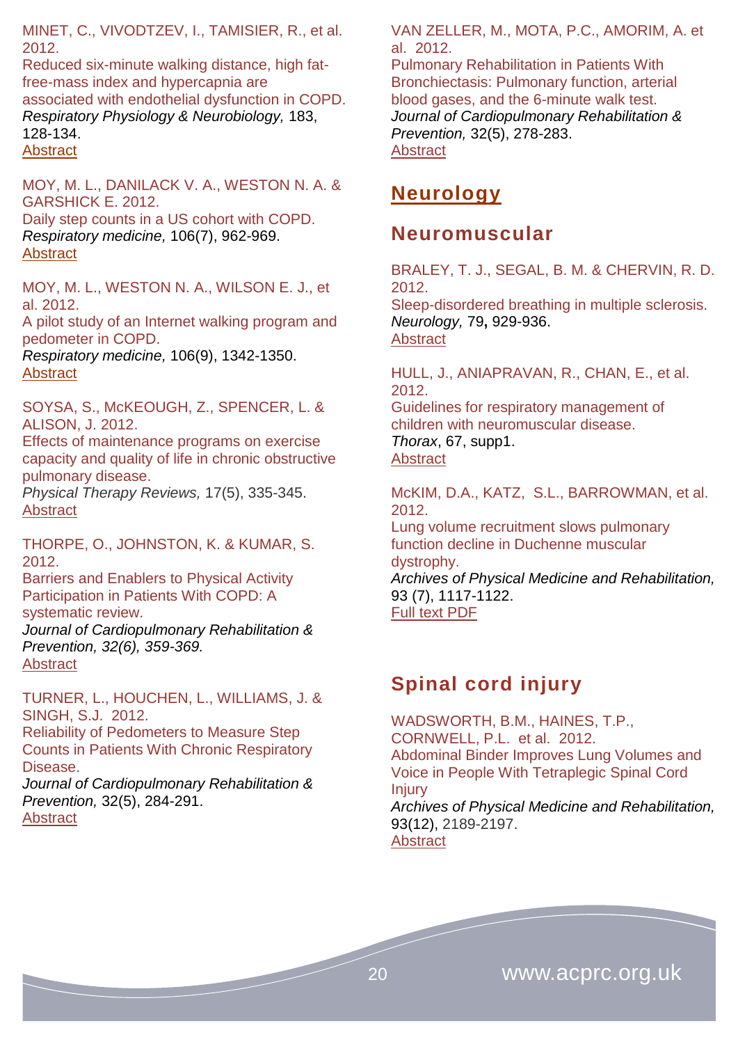MINET, C., VIVODTZEV, I., TAMISIER, R., et al. 2012.
Reduced six-minute walking distance, high fat-free-mass index and hypercapnia are associated with endothelial dysfunction in COPD.
*Respiratory Physiology & Neurobiology,* 183, 128-134.
Abstract

MOY, M. L., DANILACK V. A., WESTON N. A. & GARSHICK E. 2012.
Daily step counts in a US cohort with COPD.
*Respiratory medicine,* 106(7), 962-969.
Abstract

MOY, M. L., WESTON N. A., WILSON E. J., et al. 2012.
A pilot study of an Internet walking program and pedometer in COPD.
*Respiratory medicine,* 106(9), 1342-1350.
Abstract

SOYSA, S., McKEOUGH, Z., SPENCER, L. & ALISON, J. 2012.
Effects of maintenance programs on exercise capacity and quality of life in chronic obstructive pulmonary disease.
*Physical Therapy Reviews,* 17(5), 335-345.
Abstract

THORPE, O., JOHNSTON, K. & KUMAR, S. 2012.
Barriers and Enablers to Physical Activity Participation in Patients With COPD: A systematic review.
*Journal of Cardiopulmonary Rehabilitation & Prevention, 32(6), 359-369.*
Abstract

TURNER, L., HOUCHEN, L., WILLIAMS, J. & SINGH, S.J. 2012.
Reliability of Pedometers to Measure Step Counts in Patients With Chronic Respiratory Disease.
*Journal of Cardiopulmonary Rehabilitation & Prevention,* 32(5), 284-291.
Abstract

VAN ZELLER, M., MOTA, P.C., AMORIM, A. et al. 2012.
Pulmonary Rehabilitation in Patients With Bronchiectasis: Pulmonary function, arterial blood gases, and the 6-minute walk test.
*Journal of Cardiopulmonary Rehabilitation & Prevention,* 32(5), 278-283.
Abstract

# Neurology

## Neuromuscular

BRALEY, T. J., SEGAL, B. M. & CHERVIN, R. D. 2012.
Sleep-disordered breathing in multiple sclerosis.
*Neurology,* 79**,** 929-936.
Abstract

HULL, J., ANIAPRAVAN, R., CHAN, E., et al. 2012.
Guidelines for respiratory management of children with neuromuscular disease.
*Thorax*, 67, supp1.
Abstract

McKIM, D.A., KATZ, S.L., BARROWMAN, et al. 2012.
Lung volume recruitment slows pulmonary function decline in Duchenne muscular dystrophy.
*Archives of Physical Medicine and Rehabilitation,* 93 (7), 1117-1122.
Full text PDF

## Spinal cord injury

WADSWORTH, B.M., HAINES, T.P., CORNWELL, P.L. et al. 2012.
Abdominal Binder Improves Lung Volumes and Voice in People With Tetraplegic Spinal Cord Injury
*Archives of Physical Medicine and Rehabilitation,* 93(12), 2189-2197.
Abstract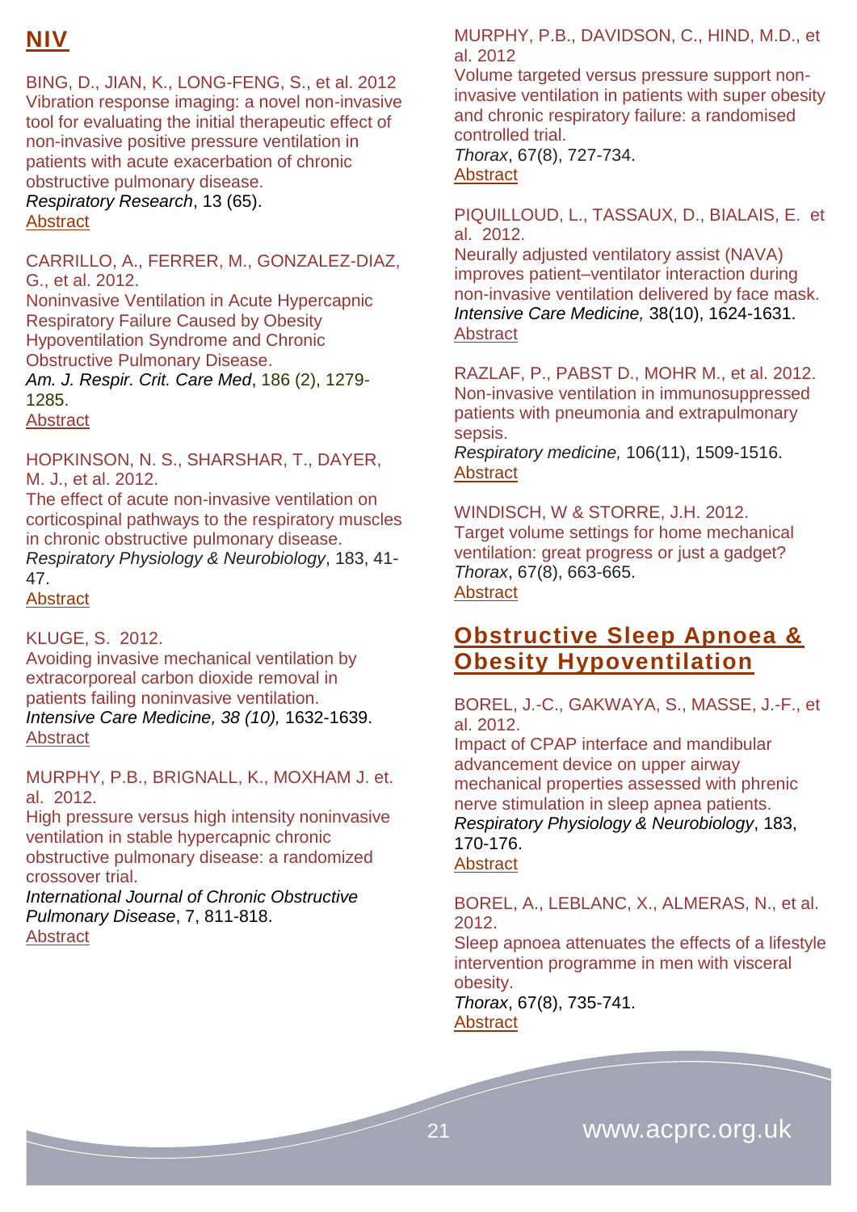## NIV

BING, D., JIAN, K., LONG-FENG, S., et al. 2012
Vibration response imaging: a novel non-invasive tool for evaluating the initial therapeutic effect of non-invasive positive pressure ventilation in patients with acute exacerbation of chronic obstructive pulmonary disease.
*Respiratory Research*, 13 (65).
Abstract

CARRILLO, A., FERRER, M., GONZALEZ-DIAZ, G., et al. 2012.
Noninvasive Ventilation in Acute Hypercapnic Respiratory Failure Caused by Obesity Hypoventilation Syndrome and Chronic Obstructive Pulmonary Disease.
*Am. J. Respir. Crit. Care Med*, 186 (2), 1279-1285.
Abstract

HOPKINSON, N. S., SHARSHAR, T., DAYER, M. J., et al. 2012.
The effect of acute non-invasive ventilation on corticospinal pathways to the respiratory muscles in chronic obstructive pulmonary disease.
*Respiratory Physiology & Neurobiology*, 183, 41-47.
Abstract

KLUGE, S. 2012.
Avoiding invasive mechanical ventilation by extracorporeal carbon dioxide removal in patients failing noninvasive ventilation.
*Intensive Care Medicine, 38 (10),* 1632-1639.
Abstract

MURPHY, P.B., BRIGNALL, K., MOXHAM J. et. al. 2012.
High pressure versus high intensity noninvasive ventilation in stable hypercapnic chronic obstructive pulmonary disease: a randomized crossover trial.
*International Journal of Chronic Obstructive Pulmonary Disease*, 7, 811-818.
Abstract

MURPHY, P.B., DAVIDSON, C., HIND, M.D., et al. 2012
Volume targeted versus pressure support non-invasive ventilation in patients with super obesity and chronic respiratory failure: a randomised controlled trial.
*Thorax*, 67(8), 727-734.
Abstract

PIQUILLOUD, L., TASSAUX, D., BIALAIS, E. et al. 2012.
Neurally adjusted ventilatory assist (NAVA) improves patient–ventilator interaction during non-invasive ventilation delivered by face mask.
*Intensive Care Medicine,* 38(10), 1624-1631.
Abstract

RAZLAF, P., PABST D., MOHR M., et al. 2012.
Non-invasive ventilation in immunosuppressed patients with pneumonia and extrapulmonary sepsis.
*Respiratory medicine,* 106(11), 1509-1516.
Abstract

WINDISCH, W & STORRE, J.H. 2012.
Target volume settings for home mechanical ventilation: great progress or just a gadget?
*Thorax*, 67(8), 663-665.
Abstract

## Obstructive Sleep Apnoea & Obesity Hypoventilation

BOREL, J.-C., GAKWAYA, S., MASSE, J.-F., et al. 2012.
Impact of CPAP interface and mandibular advancement device on upper airway mechanical properties assessed with phrenic nerve stimulation in sleep apnea patients.
*Respiratory Physiology & Neurobiology*, 183, 170-176.
Abstract

BOREL, A., LEBLANC, X., ALMERAS, N., et al. 2012.
Sleep apnoea attenuates the effects of a lifestyle intervention programme in men with visceral obesity.
*Thorax*, 67(8), 735-741.
Abstract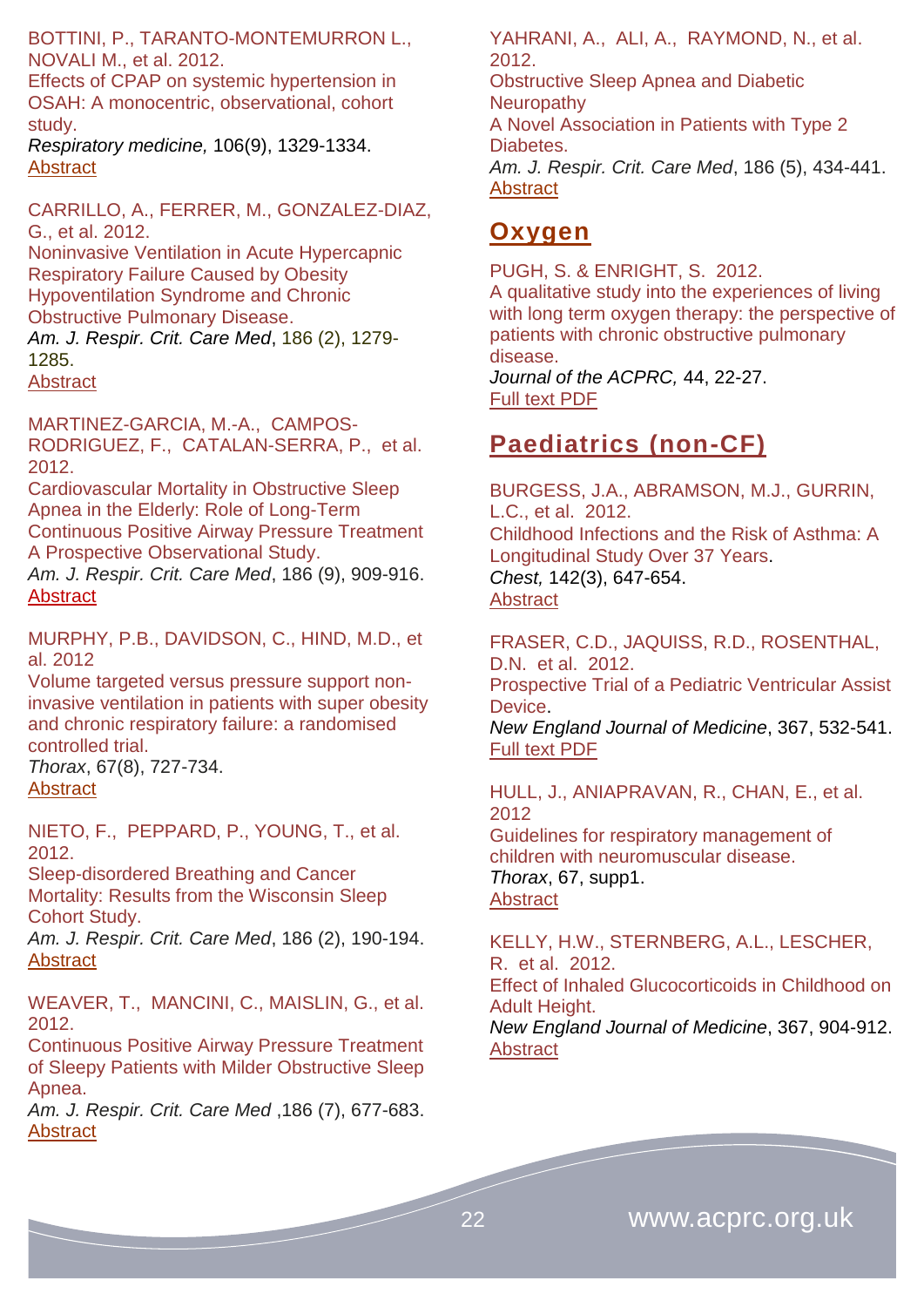BOTTINI, P., TARANTO-MONTEMURRON L., NOVALI M., et al. 2012.
Effects of CPAP on systemic hypertension in OSAH: A monocentric, observational, cohort study.
*Respiratory medicine,* 106(9), 1329-1334.
Abstract

CARRILLO, A., FERRER, M., GONZALEZ-DIAZ, G., et al. 2012.
Noninvasive Ventilation in Acute Hypercapnic Respiratory Failure Caused by Obesity Hypoventilation Syndrome and Chronic Obstructive Pulmonary Disease.
*Am. J. Respir. Crit. Care Med*, 186 (2), 1279-1285.
Abstract

MARTINEZ-GARCIA, M.-A., CAMPOS-RODRIGUEZ, F., CATALAN-SERRA, P., et al. 2012.
Cardiovascular Mortality in Obstructive Sleep Apnea in the Elderly: Role of Long-Term Continuous Positive Airway Pressure Treatment A Prospective Observational Study.
*Am. J. Respir. Crit. Care Med*, 186 (9), 909-916.
Abstract

MURPHY, P.B., DAVIDSON, C., HIND, M.D., et al. 2012
Volume targeted versus pressure support non-invasive ventilation in patients with super obesity and chronic respiratory failure: a randomised controlled trial.
*Thorax*, 67(8), 727-734.
Abstract

NIETO, F., PEPPARD, P., YOUNG, T., et al. 2012.
Sleep-disordered Breathing and Cancer Mortality: Results from the Wisconsin Sleep Cohort Study.
*Am. J. Respir. Crit. Care Med*, 186 (2), 190-194.
Abstract

WEAVER, T., MANCINI, C., MAISLIN, G., et al. 2012.
Continuous Positive Airway Pressure Treatment of Sleepy Patients with Milder Obstructive Sleep Apnea.
*Am. J. Respir. Crit. Care Med* ,186 (7), 677-683.
Abstract

YAHRANI, A., ALI, A., RAYMOND, N., et al. 2012.
Obstructive Sleep Apnea and Diabetic Neuropathy
A Novel Association in Patients with Type 2 Diabetes.
*Am. J. Respir. Crit. Care Med*, 186 (5), 434-441.
Abstract

## Oxygen

PUGH, S. & ENRIGHT, S. 2012.
A qualitative study into the experiences of living with long term oxygen therapy: the perspective of patients with chronic obstructive pulmonary disease.
*Journal of the ACPRC,* 44, 22-27.
Full text PDF

## Paediatrics (non-CF)

BURGESS, J.A., ABRAMSON, M.J., GURRIN, L.C., et al. 2012.
Childhood Infections and the Risk of Asthma: A Longitudinal Study Over 37 Years.
*Chest,* 142(3), 647-654.
Abstract

FRASER, C.D., JAQUISS, R.D., ROSENTHAL, D.N. et al. 2012.
Prospective Trial of a Pediatric Ventricular Assist Device.
*New England Journal of Medicine*, 367, 532-541.
Full text PDF

HULL, J., ANIAPRAVAN, R., CHAN, E., et al. 2012
Guidelines for respiratory management of children with neuromuscular disease.
*Thorax*, 67, supp1.
Abstract

KELLY, H.W., STERNBERG, A.L., LESCHER, R. et al. 2012.
Effect of Inhaled Glucocorticoids in Childhood on Adult Height.
*New England Journal of Medicine*, 367, 904-912.
Abstract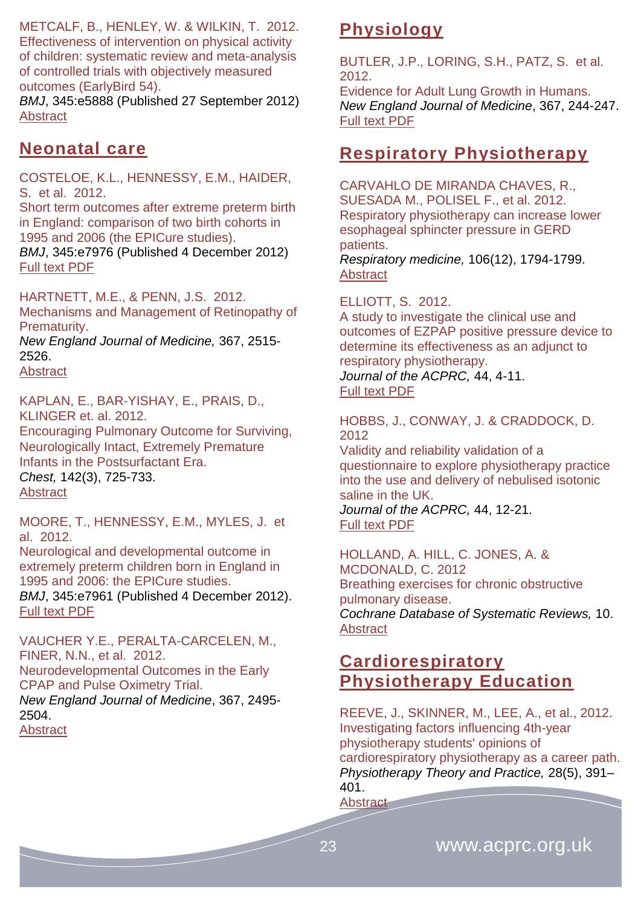METCALF, B., HENLEY, W. & WILKIN, T. 2012.
Effectiveness of intervention on physical activity of children: systematic review and meta-analysis of controlled trials with objectively measured outcomes (EarlyBird 54).
*BMJ*, 345:e5888 (Published 27 September 2012)
Abstract

## Neonatal care

COSTELOE, K.L., HENNESSY, E.M., HAIDER, S. et al. 2012.
Short term outcomes after extreme preterm birth in England: comparison of two birth cohorts in 1995 and 2006 (the EPICure studies).
*BMJ*, 345:e7976 (Published 4 December 2012)
Full text PDF

HARTNETT, M.E., & PENN, J.S. 2012.
Mechanisms and Management of Retinopathy of Prematurity.
*New England Journal of Medicine,* 367, 2515-2526.
Abstract

KAPLAN, E., BAR-YISHAY, E., PRAIS, D., KLINGER et. al. 2012.
Encouraging Pulmonary Outcome for Surviving, Neurologically Intact, Extremely Premature Infants in the Postsurfactant Era.
*Chest,* 142(3), 725-733.
Abstract

MOORE, T., HENNESSY, E.M., MYLES, J. et al. 2012.
Neurological and developmental outcome in extremely preterm children born in England in 1995 and 2006: the EPICure studies.
*BMJ*, 345:e7961 (Published 4 December 2012).
Full text PDF

VAUCHER Y.E., PERALTA-CARCELEN, M., FINER, N.N., et al. 2012.
Neurodevelopmental Outcomes in the Early CPAP and Pulse Oximetry Trial.
*New England Journal of Medicine*, 367, 2495-2504.
Abstract

## Physiology

BUTLER, J.P., LORING, S.H., PATZ, S. et al. 2012.
Evidence for Adult Lung Growth in Humans.
*New England Journal of Medicine*, 367, 244-247.
Full text PDF

## Respiratory Physiotherapy

CARVAHLO DE MIRANDA CHAVES, R., SUESADA M., POLISEL F., et al. 2012.
Respiratory physiotherapy can increase lower esophageal sphincter pressure in GERD patients.
*Respiratory medicine,* 106(12), 1794-1799.
Abstract

ELLIOTT, S. 2012.
A study to investigate the clinical use and outcomes of EZPAP positive pressure device to determine its effectiveness as an adjunct to respiratory physiotherapy.
*Journal of the ACPRC,* 44, 4-11.
Full text PDF

HOBBS, J., CONWAY, J. & CRADDOCK, D. 2012
Validity and reliability validation of a questionnaire to explore physiotherapy practice into the use and delivery of nebulised isotonic saline in the UK.
*Journal of the ACPRC,* 44, 12-21.
Full text PDF

HOLLAND, A. HILL, C. JONES, A. & MCDONALD, C. 2012
Breathing exercises for chronic obstructive pulmonary disease.
*Cochrane Database of Systematic Reviews,* 10.
Abstract

## Cardiorespiratory Physiotherapy Education

REEVE, J., SKINNER, M., LEE, A., et al., 2012.
Investigating factors influencing 4th-year physiotherapy students' opinions of cardiorespiratory physiotherapy as a career path.
*Physiotherapy Theory and Practice,* 28(5), 391–401.
Abstract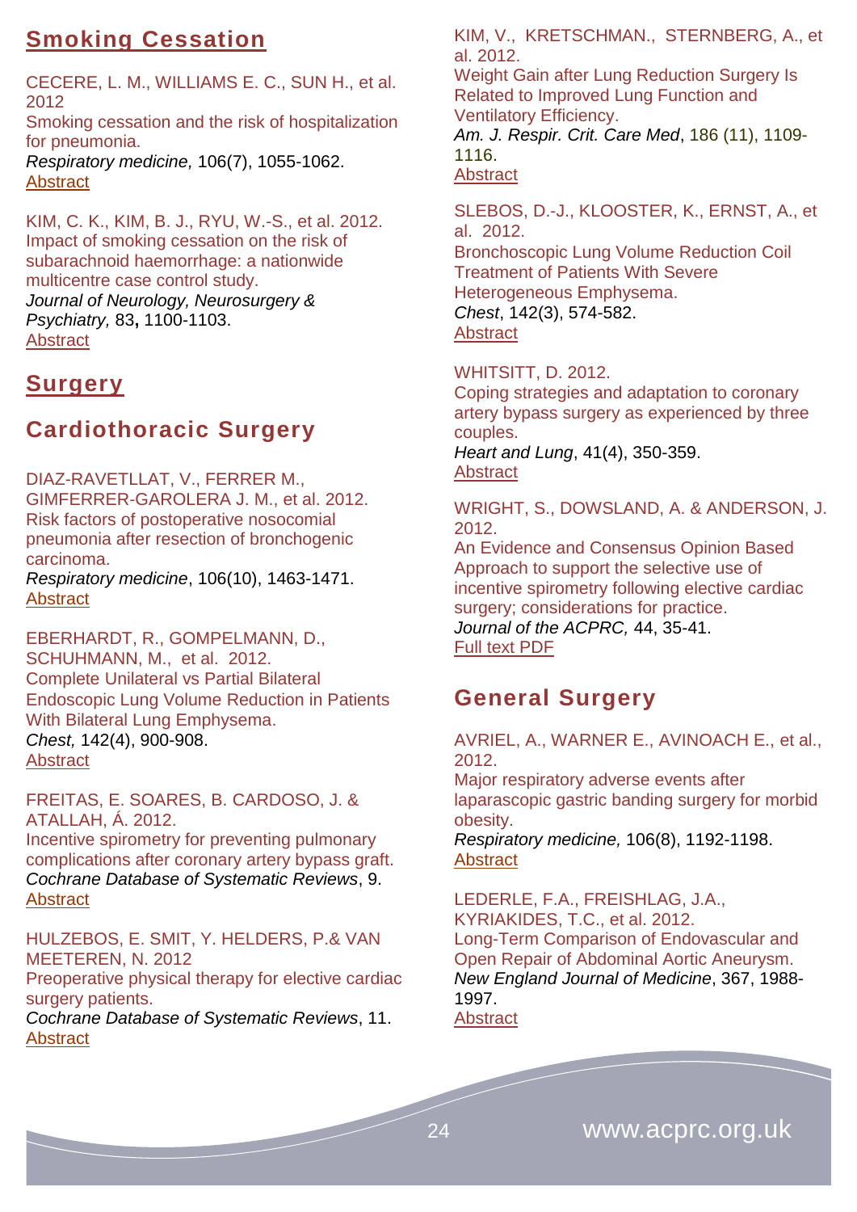## Smoking Cessation

CECERE, L. M., WILLIAMS E. C., SUN H., et al. 2012
Smoking cessation and the risk of hospitalization for pneumonia.
*Respiratory medicine,* 106(7), 1055-1062.
Abstract

KIM, C. K., KIM, B. J., RYU, W.-S., et al. 2012.
Impact of smoking cessation on the risk of subarachnoid haemorrhage: a nationwide multicentre case control study.
*Journal of Neurology, Neurosurgery & Psychiatry,* 83**,** 1100-1103.
Abstract

## Surgery

### Cardiothoracic Surgery

DIAZ-RAVETLLAT, V., FERRER M., GIMFERRER-GAROLERA J. M., et al. 2012.
Risk factors of postoperative nosocomial pneumonia after resection of bronchogenic carcinoma.
*Respiratory medicine*, 106(10), 1463-1471.
Abstract

EBERHARDT, R., GOMPELMANN, D., SCHUHMANN, M., et al. 2012.
Complete Unilateral vs Partial Bilateral Endoscopic Lung Volume Reduction in Patients With Bilateral Lung Emphysema.
*Chest,* 142(4), 900-908.
Abstract

FREITAS, E. SOARES, B. CARDOSO, J. & ATALLAH, Á. 2012.
Incentive spirometry for preventing pulmonary complications after coronary artery bypass graft.
*Cochrane Database of Systematic Reviews*, 9.
Abstract

HULZEBOS, E. SMIT, Y. HELDERS, P.& VAN MEETEREN, N. 2012
Preoperative physical therapy for elective cardiac surgery patients.
*Cochrane Database of Systematic Reviews*, 11.
Abstract

KIM, V., KRETSCHMAN., STERNBERG, A., et al. 2012.
Weight Gain after Lung Reduction Surgery Is Related to Improved Lung Function and Ventilatory Efficiency.
*Am. J. Respir. Crit. Care Med*, 186 (11), 1109-1116.
Abstract

SLEBOS, D.-J., KLOOSTER, K., ERNST, A., et al. 2012.
Bronchoscopic Lung Volume Reduction Coil Treatment of Patients With Severe Heterogeneous Emphysema.
*Chest*, 142(3), 574-582.
Abstract

WHITSITT, D. 2012.
Coping strategies and adaptation to coronary artery bypass surgery as experienced by three couples.
*Heart and Lung*, 41(4), 350-359.
Abstract

WRIGHT, S., DOWSLAND, A. & ANDERSON, J. 2012.
An Evidence and Consensus Opinion Based Approach to support the selective use of incentive spirometry following elective cardiac surgery; considerations for practice.
*Journal of the ACPRC,* 44, 35-41.
Full text PDF

### General Surgery

AVRIEL, A., WARNER E., AVINOACH E., et al., 2012.
Major respiratory adverse events after laparascopic gastric banding surgery for morbid obesity.
*Respiratory medicine,* 106(8), 1192-1198.
Abstract

LEDERLE, F.A., FREISHLAG, J.A., KYRIAKIDES, T.C., et al. 2012.
Long-Term Comparison of Endovascular and Open Repair of Abdominal Aortic Aneurysm.
*New England Journal of Medicine*, 367, 1988-1997.
Abstract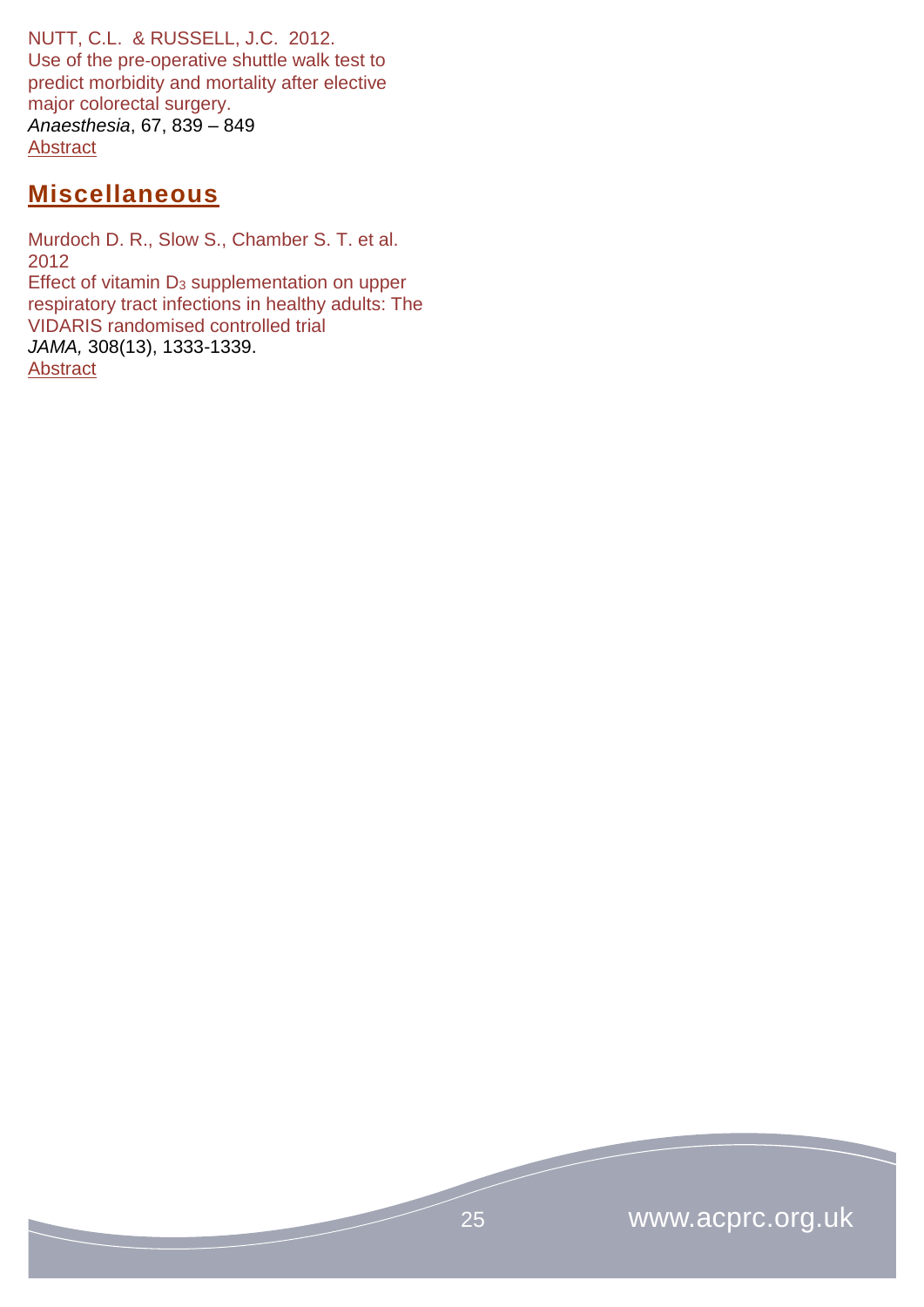NUTT, C.L. & RUSSELL, J.C. 2012.
Use of the pre-operative shuttle walk test to predict morbidity and mortality after elective major colorectal surgery.
*Anaesthesia*, 67, 839 – 849
Abstract

## Miscellaneous

Murdoch D. R., Slow S., Chamber S. T. et al. 2012
Effect of vitamin $D_3$ supplementation on upper respiratory tract infections in healthy adults: The VIDARIS randomised controlled trial
*JAMA,* 308(13), 1333-1339.
Abstract